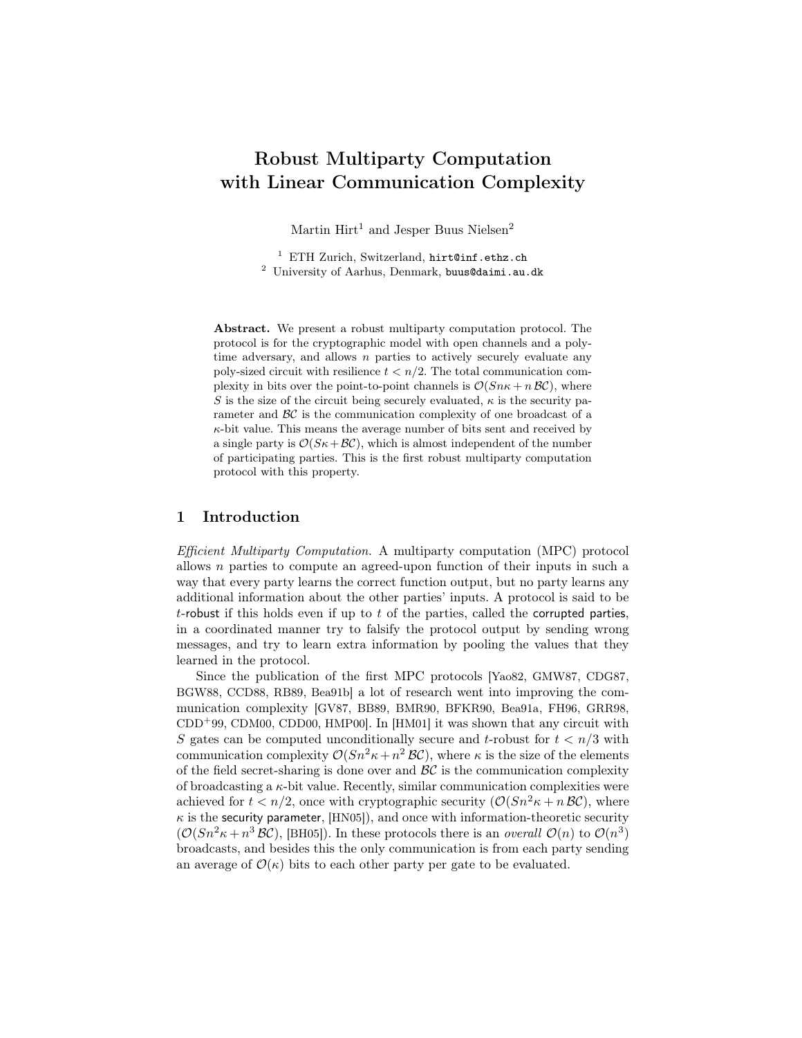# Robust Multiparty Computation with Linear Communication Complexity

Martin Hirt[1] and Jesper Buus Nielsen[2]

[1] ETH Zurich, Switzerland, hirt@inf.ethz.ch
[2] University of Aarhus, Denmark, buus@daimi.au.dk

**Abstract.** We present a robust multiparty computation protocol. The protocol is for the cryptographic model with open channels and a poly-time adversary, and allows $n$ parties to actively securely evaluate any poly-sized circuit with resilience $t < n/2$. The total communication complexity in bits over the point-to-point channels is $\mathcal{O}(Sn\kappa + n\,\mathcal{BC})$, where $S$ is the size of the circuit being securely evaluated, $\kappa$ is the security parameter and $\mathcal{BC}$ is the communication complexity of one broadcast of a $\kappa$-bit value. This means the average number of bits sent and received by a single party is $\mathcal{O}(S\kappa + \mathcal{BC})$, which is almost independent of the number of participating parties. This is the first robust multiparty computation protocol with this property.

## 1 Introduction

*Efficient Multiparty Computation.* A multiparty computation (MPC) protocol allows $n$ parties to compute an agreed-upon function of their inputs in such a way that every party learns the correct function output, but no party learns any additional information about the other parties' inputs. A protocol is said to be $t$-robust if this holds even if up to $t$ of the parties, called the corrupted parties, in a coordinated manner try to falsify the protocol output by sending wrong messages, and try to learn extra information by pooling the values that they learned in the protocol.

Since the publication of the first MPC protocols [Yao82, GMW87, CDG87, BGW88, CCD88, RB89, Bea91b] a lot of research went into improving the communication complexity [GV87, BB89, BMR90, BFKR90, Bea91a, FH96, GRR98, CDD+99, CDM00, CDD00, HMP00]. In [HM01] it was shown that any circuit with $S$ gates can be computed unconditionally secure and $t$-robust for $t < n/3$ with communication complexity $\mathcal{O}(Sn^2\kappa + n^2\,\mathcal{BC})$, where $\kappa$ is the size of the elements of the field secret-sharing is done over and $\mathcal{BC}$ is the communication complexity of broadcasting a $\kappa$-bit value. Recently, similar communication complexities were achieved for $t < n/2$, once with cryptographic security ($\mathcal{O}(Sn^2\kappa + n\,\mathcal{BC})$, where $\kappa$ is the security parameter, [HN05]), and once with information-theoretic security ($\mathcal{O}(Sn^2\kappa + n^3\,\mathcal{BC})$, [BH05]). In these protocols there is an *overall* $\mathcal{O}(n)$ to $\mathcal{O}(n^3)$ broadcasts, and besides this the only communication is from each party sending an average of $\mathcal{O}(\kappa)$ bits to each other party per gate to be evaluated.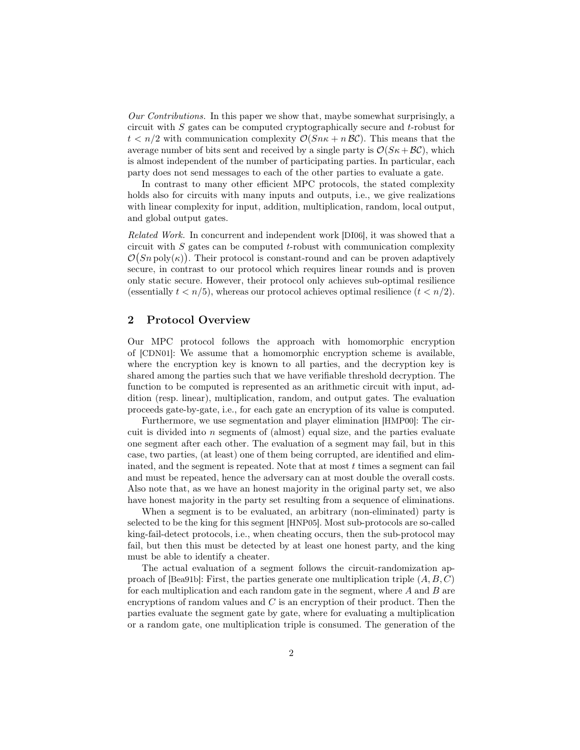*Our Contributions.* In this paper we show that, maybe somewhat surprisingly, a circuit with $S$ gates can be computed cryptographically secure and $t$-robust for $t < n/2$ with communication complexity $\mathcal{O}(Sn\kappa + n\,\mathcal{BC})$. This means that the average number of bits sent and received by a single party is $\mathcal{O}(S\kappa + \mathcal{BC})$, which is almost independent of the number of participating parties. In particular, each party does not send messages to each of the other parties to evaluate a gate.

In contrast to many other efficient MPC protocols, the stated complexity holds also for circuits with many inputs and outputs, i.e., we give realizations with linear complexity for input, addition, multiplication, random, local output, and global output gates.

*Related Work.* In concurrent and independent work [DI06], it was showed that a circuit with $S$ gates can be computed $t$-robust with communication complexity $\mathcal{O}\big(Sn\operatorname{poly}(\kappa)\big)$. Their protocol is constant-round and can be proven adaptively secure, in contrast to our protocol which requires linear rounds and is proven only static secure. However, their protocol only achieves sub-optimal resilience (essentially $t < n/5$), whereas our protocol achieves optimal resilience ($t < n/2$).

## 2 Protocol Overview

Our MPC protocol follows the approach with homomorphic encryption of [CDN01]: We assume that a homomorphic encryption scheme is available, where the encryption key is known to all parties, and the decryption key is shared among the parties such that we have verifiable threshold decryption. The function to be computed is represented as an arithmetic circuit with input, addition (resp. linear), multiplication, random, and output gates. The evaluation proceeds gate-by-gate, i.e., for each gate an encryption of its value is computed.

Furthermore, we use segmentation and player elimination [HMP00]: The circuit is divided into $n$ segments of (almost) equal size, and the parties evaluate one segment after each other. The evaluation of a segment may fail, but in this case, two parties, (at least) one of them being corrupted, are identified and eliminated, and the segment is repeated. Note that at most $t$ times a segment can fail and must be repeated, hence the adversary can at most double the overall costs. Also note that, as we have an honest majority in the original party set, we also have honest majority in the party set resulting from a sequence of eliminations.

When a segment is to be evaluated, an arbitrary (non-eliminated) party is selected to be the king for this segment [HNP05]. Most sub-protocols are so-called king-fail-detect protocols, i.e., when cheating occurs, then the sub-protocol may fail, but then this must be detected by at least one honest party, and the king must be able to identify a cheater.

The actual evaluation of a segment follows the circuit-randomization approach of [Bea91b]: First, the parties generate one multiplication triple $(A, B, C)$ for each multiplication and each random gate in the segment, where $A$ and $B$ are encryptions of random values and $C$ is an encryption of their product. Then the parties evaluate the segment gate by gate, where for evaluating a multiplication or a random gate, one multiplication triple is consumed. The generation of the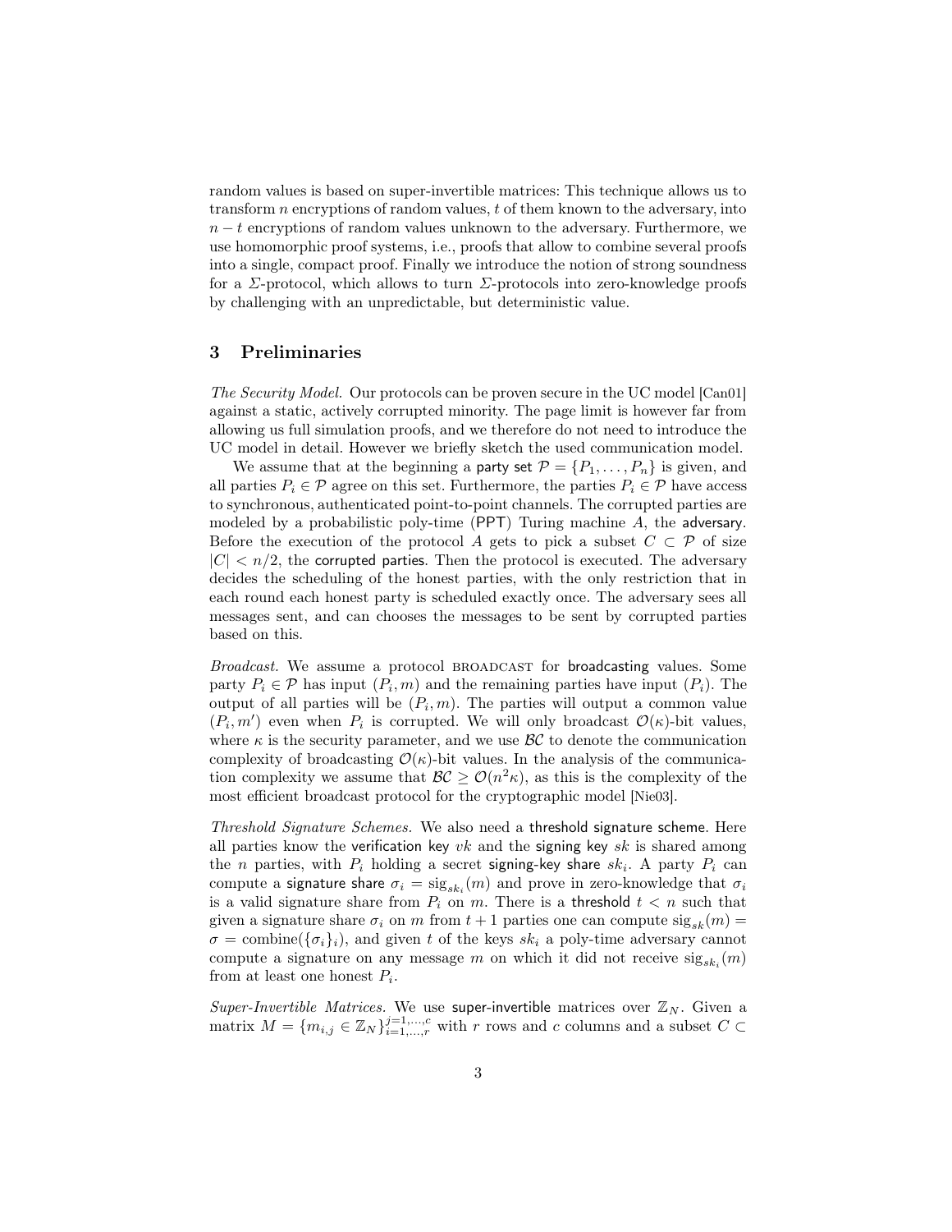random values is based on super-invertible matrices: This technique allows us to transform $n$ encryptions of random values, $t$ of them known to the adversary, into $n - t$ encryptions of random values unknown to the adversary. Furthermore, we use homomorphic proof systems, i.e., proofs that allow to combine several proofs into a single, compact proof. Finally we introduce the notion of strong soundness for a $\Sigma$-protocol, which allows to turn $\Sigma$-protocols into zero-knowledge proofs by challenging with an unpredictable, but deterministic value.

## 3 Preliminaries

*The Security Model.* Our protocols can be proven secure in the UC model [Can01] against a static, actively corrupted minority. The page limit is however far from allowing us full simulation proofs, and we therefore do not need to introduce the UC model in detail. However we briefly sketch the used communication model.

We assume that at the beginning a party set $\mathcal{P} = \{P_1, \ldots, P_n\}$ is given, and all parties $P_i \in \mathcal{P}$ agree on this set. Furthermore, the parties $P_i \in \mathcal{P}$ have access to synchronous, authenticated point-to-point channels. The corrupted parties are modeled by a probabilistic poly-time (PPT) Turing machine $A$, the adversary. Before the execution of the protocol $A$ gets to pick a subset $C \subset \mathcal{P}$ of size $|C| < n/2$, the corrupted parties. Then the protocol is executed. The adversary decides the scheduling of the honest parties, with the only restriction that in each round each honest party is scheduled exactly once. The adversary sees all messages sent, and can chooses the messages to be sent by corrupted parties based on this.

*Broadcast.* We assume a protocol BROADCAST for broadcasting values. Some party $P_i \in \mathcal{P}$ has input $(P_i, m)$ and the remaining parties have input $(P_i)$. The output of all parties will be $(P_i, m)$. The parties will output a common value $(P_i, m')$ even when $P_i$ is corrupted. We will only broadcast $\mathcal{O}(\kappa)$-bit values, where $\kappa$ is the security parameter, and we use $\mathcal{BC}$ to denote the communication complexity of broadcasting $\mathcal{O}(\kappa)$-bit values. In the analysis of the communication complexity we assume that $\mathcal{BC} \geq \mathcal{O}(n^2\kappa)$, as this is the complexity of the most efficient broadcast protocol for the cryptographic model [Nie03].

*Threshold Signature Schemes.* We also need a threshold signature scheme. Here all parties know the verification key $vk$ and the signing key $sk$ is shared among the $n$ parties, with $P_i$ holding a secret signing-key share $sk_i$. A party $P_i$ can compute a signature share $\sigma_i = \mathrm{sig}_{sk_i}(m)$ and prove in zero-knowledge that $\sigma_i$ is a valid signature share from $P_i$ on $m$. There is a threshold $t < n$ such that given a signature share $\sigma_i$ on $m$ from $t + 1$ parties one can compute $\mathrm{sig}_{sk}(m) = \sigma = \mathrm{combine}(\{\sigma_i\}_i)$, and given $t$ of the keys $sk_i$ a poly-time adversary cannot compute a signature on any message $m$ on which it did not receive $\mathrm{sig}_{sk_i}(m)$ from at least one honest $P_i$.

*Super-Invertible Matrices.* We use super-invertible matrices over $\mathbb{Z}_N$. Given a matrix $M = \{m_{i,j} \in \mathbb{Z}_N\}_{i=1,\ldots,r}^{j=1,\ldots,c}$ with $r$ rows and $c$ columns and a subset $C \subset$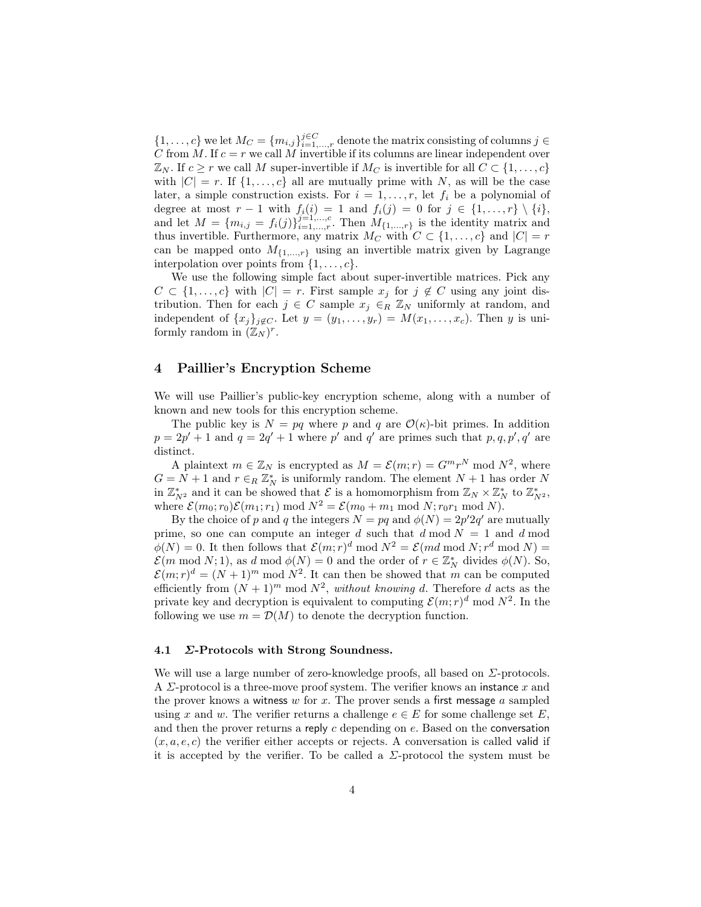$\{1, \ldots, c\}$ we let $M_C = \{m_{i,j}\}_{i=1,\ldots,r}^{j \in C}$ denote the matrix consisting of columns $j \in C$ from $M$. If $c = r$ we call $M$ invertible if its columns are linear independent over $\mathbb{Z}_N$. If $c \geq r$ we call $M$ super-invertible if $M_C$ is invertible for all $C \subset \{1, \ldots, c\}$ with $|C| = r$. If $\{1, \ldots, c\}$ all are mutually prime with $N$, as will be the case later, a simple construction exists. For $i = 1, \ldots, r$, let $f_i$ be a polynomial of degree at most $r - 1$ with $f_i(i) = 1$ and $f_i(j) = 0$ for $j \in \{1, \ldots, r\} \setminus \{i\}$, and let $M = \{m_{i,j} = f_i(j)\}_{i=1,\ldots,r}^{j=1,\ldots,c}$. Then $M_{\{1,\ldots,r\}}$ is the identity matrix and thus invertible. Furthermore, any matrix $M_C$ with $C \subset \{1, \ldots, c\}$ and $|C| = r$ can be mapped onto $M_{\{1,\ldots,r\}}$ using an invertible matrix given by Lagrange interpolation over points from $\{1, \ldots, c\}$.

We use the following simple fact about super-invertible matrices. Pick any $C \subset \{1, \ldots, c\}$ with $|C| = r$. First sample $x_j$ for $j \notin C$ using any joint distribution. Then for each $j \in C$ sample $x_j \in_R \mathbb{Z}_N$ uniformly at random, and independent of $\{x_j\}_{j \notin C}$. Let $y = (y_1, \ldots, y_r) = M(x_1, \ldots, x_c)$. Then $y$ is uniformly random in $(\mathbb{Z}_N)^r$.

## 4 Paillier's Encryption Scheme

We will use Paillier's public-key encryption scheme, along with a number of known and new tools for this encryption scheme.

The public key is $N = pq$ where $p$ and $q$ are $\mathcal{O}(\kappa)$-bit primes. In addition $p = 2p' + 1$ and $q = 2q' + 1$ where $p'$ and $q'$ are primes such that $p, q, p', q'$ are distinct.

A plaintext $m \in \mathbb{Z}_N$ is encrypted as $M = \mathcal{E}(m; r) = G^m r^N \bmod N^2$, where $G = N + 1$ and $r \in_R \mathbb{Z}_N^*$ is uniformly random. The element $N + 1$ has order $N$ in $\mathbb{Z}_{N^2}^*$ and it can be showed that $\mathcal{E}$ is a homomorphism from $\mathbb{Z}_N \times \mathbb{Z}_N^*$ to $\mathbb{Z}_{N^2}^*$, where $\mathcal{E}(m_0; r_0)\mathcal{E}(m_1; r_1) \bmod N^2 = \mathcal{E}(m_0 + m_1 \bmod N; r_0 r_1 \bmod N)$.

By the choice of $p$ and $q$ the integers $N = pq$ and $\phi(N) = 2p'2q'$ are mutually prime, so one can compute an integer $d$ such that $d \bmod N = 1$ and $d \bmod \phi(N) = 0$. It then follows that $\mathcal{E}(m; r)^d \bmod N^2 = \mathcal{E}(md \bmod N; r^d \bmod N) = \mathcal{E}(m \bmod N; 1)$, as $d \bmod \phi(N) = 0$ and the order of $r \in \mathbb{Z}_N^*$ divides $\phi(N)$. So, $\mathcal{E}(m; r)^d = (N + 1)^m \bmod N^2$. It can then be showed that $m$ can be computed efficiently from $(N + 1)^m \bmod N^2$, *without knowing* $d$. Therefore $d$ acts as the private key and decryption is equivalent to computing $\mathcal{E}(m; r)^d \bmod N^2$. In the following we use $m = \mathcal{D}(M)$ to denote the decryption function.

### 4.1 $\Sigma$-Protocols with Strong Soundness.

We will use a large number of zero-knowledge proofs, all based on $\Sigma$-protocols. A $\Sigma$-protocol is a three-move proof system. The verifier knows an instance $x$ and the prover knows a witness $w$ for $x$. The prover sends a first message $a$ sampled using $x$ and $w$. The verifier returns a challenge $e \in E$ for some challenge set $E$, and then the prover returns a reply $c$ depending on $e$. Based on the conversation $(x, a, e, c)$ the verifier either accepts or rejects. A conversation is called valid if it is accepted by the verifier. To be called a $\Sigma$-protocol the system must be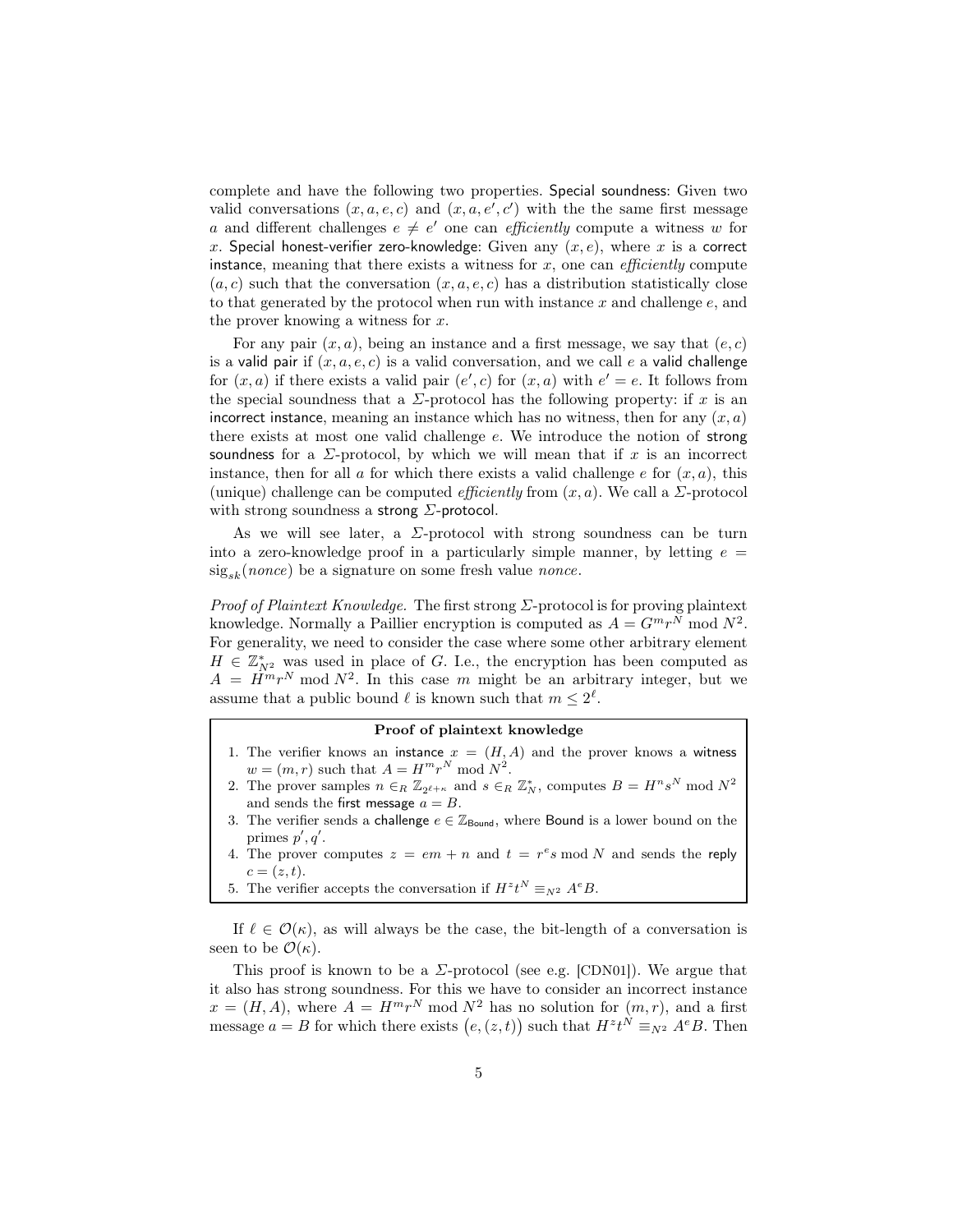complete and have the following two properties. Special soundness: Given two valid conversations $(x, a, e, c)$ and $(x, a, e', c')$ with the the same first message $a$ and different challenges $e \neq e'$ one can *efficiently* compute a witness $w$ for $x$. Special honest-verifier zero-knowledge: Given any $(x, e)$, where $x$ is a correct instance, meaning that there exists a witness for $x$, one can *efficiently* compute $(a, c)$ such that the conversation $(x, a, e, c)$ has a distribution statistically close to that generated by the protocol when run with instance $x$ and challenge $e$, and the prover knowing a witness for $x$.

For any pair $(x, a)$, being an instance and a first message, we say that $(e, c)$ is a valid pair if $(x, a, e, c)$ is a valid conversation, and we call $e$ a valid challenge for $(x, a)$ if there exists a valid pair $(e', c)$ for $(x, a)$ with $e' = e$. It follows from the special soundness that a $\Sigma$-protocol has the following property: if $x$ is an incorrect instance, meaning an instance which has no witness, then for any $(x, a)$ there exists at most one valid challenge $e$. We introduce the notion of strong soundness for a $\Sigma$-protocol, by which we will mean that if $x$ is an incorrect instance, then for all $a$ for which there exists a valid challenge $e$ for $(x, a)$, this (unique) challenge can be computed *efficiently* from $(x, a)$. We call a $\Sigma$-protocol with strong soundness a strong $\Sigma$-protocol.

As we will see later, a $\Sigma$-protocol with strong soundness can be turn into a zero-knowledge proof in a particularly simple manner, by letting $e = \mathrm{sig}_{sk}(nonce)$ be a signature on some fresh value *nonce*.

*Proof of Plaintext Knowledge.* The first strong $\Sigma$-protocol is for proving plaintext knowledge. Normally a Paillier encryption is computed as $A = G^m r^N \bmod N^2$. For generality, we need to consider the case where some other arbitrary element $H \in \mathbb{Z}_{N^2}^*$ was used in place of $G$. I.e., the encryption has been computed as $A = H^m r^N \bmod N^2$. In this case $m$ might be an arbitrary integer, but we assume that a public bound $\ell$ is known such that $m \leq 2^\ell$.

**Proof of plaintext knowledge**

1. The verifier knows an instance $x = (H, A)$ and the prover knows a witness $w = (m, r)$ such that $A = H^m r^N \bmod N^2$.
2. The prover samples $n \in_R \mathbb{Z}_{2^{\ell+\kappa}}$ and $s \in_R \mathbb{Z}_N^*$, computes $B = H^n s^N \bmod N^2$ and sends the first message $a = B$.
3. The verifier sends a challenge $e \in \mathbb{Z}_{\mathsf{Bound}}$, where Bound is a lower bound on the primes $p', q'$.
4. The prover computes $z = em + n$ and $t = r^e s \bmod N$ and sends the reply $c = (z, t)$.
5. The verifier accepts the conversation if $H^z t^N \equiv_{N^2} A^e B$.

If $\ell \in \mathcal{O}(\kappa)$, as will always be the case, the bit-length of a conversation is seen to be $\mathcal{O}(\kappa)$.

This proof is known to be a $\Sigma$-protocol (see e.g. [CDN01]). We argue that it also has strong soundness. For this we have to consider an incorrect instance $x = (H, A)$, where $A = H^m r^N \bmod N^2$ has no solution for $(m, r)$, and a first message $a = B$ for which there exists $\big(e, (z, t)\big)$ such that $H^z t^N \equiv_{N^2} A^e B$. Then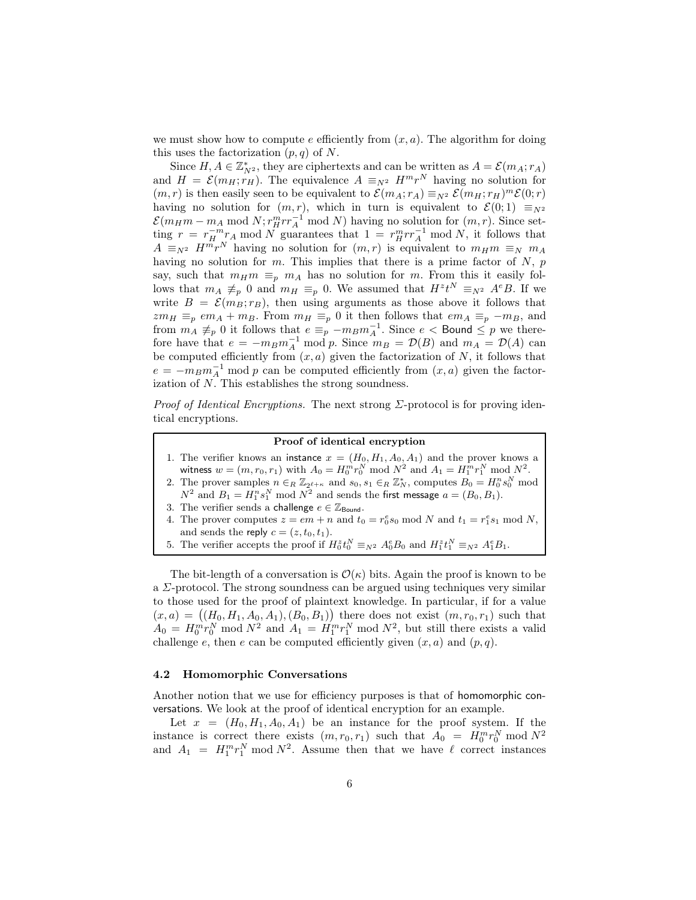we must show how to compute $e$ efficiently from $(x, a)$. The algorithm for doing this uses the factorization $(p, q)$ of $N$.

Since $H, A \in \mathbb{Z}^*_{N^2}$, they are ciphertexts and can be written as $A = \mathcal{E}(m_A; r_A)$ and $H = \mathcal{E}(m_H; r_H)$. The equivalence $A \equiv_{N^2} H^m r^N$ having no solution for $(m, r)$ is then easily seen to be equivalent to $\mathcal{E}(m_A; r_A) \equiv_{N^2} \mathcal{E}(m_H; r_H)^m \mathcal{E}(0; r)$ having no solution for $(m, r)$, which in turn is equivalent to $\mathcal{E}(0; 1) \equiv_{N^2} \mathcal{E}(m_H m - m_A \bmod N; r_H^m r r_A^{-1} \bmod N)$ having no solution for $(m, r)$. Since setting $r = r_H^{-m} r_A \bmod N$ guarantees that $1 = r_H^m r r_A^{-1} \bmod N$, it follows that $A \equiv_{N^2} H^m r^N$ having no solution for $(m, r)$ is equivalent to $m_H m \equiv_N m_A$ having no solution for $m$. This implies that there is a prime factor of $N$, $p$ say, such that $m_H m \equiv_p m_A$ has no solution for $m$. From this it easily follows that $m_A \not\equiv_p 0$ and $m_H \equiv_p 0$. We assumed that $H^z t^N \equiv_{N^2} A^e B$. If we write $B = \mathcal{E}(m_B; r_B)$, then using arguments as those above it follows that $z m_H \equiv_p e m_A + m_B$. From $m_H \equiv_p 0$ it then follows that $e m_A \equiv_p -m_B$, and from $m_A \not\equiv_p 0$ it follows that $e \equiv_p -m_B m_A^{-1}$. Since $e < \mathsf{Bound} \leq p$ we therefore have that $e = -m_B m_A^{-1} \bmod p$. Since $m_B = \mathcal{D}(B)$ and $m_A = \mathcal{D}(A)$ can be computed efficiently from $(x, a)$ given the factorization of $N$, it follows that $e = -m_B m_A^{-1} \bmod p$ can be computed efficiently from $(x, a)$ given the factorization of $N$. This establishes the strong soundness.

*Proof of Identical Encryptions.* The next strong $\Sigma$-protocol is for proving identical encryptions.

**Proof of identical encryption**

1. The verifier knows an instance $x = (H_0, H_1, A_0, A_1)$ and the prover knows a witness $w = (m, r_0, r_1)$ with $A_0 = H_0^m r_0^N \bmod N^2$ and $A_1 = H_1^m r_1^N \bmod N^2$.
2. The prover samples $n \in_R \mathbb{Z}_{2^{\ell+\kappa}}$ and $s_0, s_1 \in_R \mathbb{Z}^*_N$, computes $B_0 = H_0^n s_0^N \bmod N^2$ and $B_1 = H_1^n s_1^N \bmod N^2$ and sends the first message $a = (B_0, B_1)$.
3. The verifier sends a challenge $e \in \mathbb{Z}_{\mathsf{Bound}}$.
4. The prover computes $z = em + n$ and $t_0 = r_0^e s_0 \bmod N$ and $t_1 = r_1^e s_1 \bmod N$, and sends the reply $c = (z, t_0, t_1)$.
5. The verifier accepts the proof if $H_0^z t_0^N \equiv_{N^2} A_0^e B_0$ and $H_1^z t_1^N \equiv_{N^2} A_1^e B_1$.

The bit-length of a conversation is $\mathcal{O}(\kappa)$ bits. Again the proof is known to be a $\Sigma$-protocol. The strong soundness can be argued using techniques very similar to those used for the proof of plaintext knowledge. In particular, if for a value $(x, a) = \big((H_0, H_1, A_0, A_1), (B_0, B_1)\big)$ there does not exist $(m, r_0, r_1)$ such that $A_0 = H_0^m r_0^N \bmod N^2$ and $A_1 = H_1^m r_1^N \bmod N^2$, but still there exists a valid challenge $e$, then $e$ can be computed efficiently given $(x, a)$ and $(p, q)$.

### 4.2 Homomorphic Conversations

Another notion that we use for efficiency purposes is that of homomorphic conversations. We look at the proof of identical encryption for an example.

Let $x = (H_0, H_1, A_0, A_1)$ be an instance for the proof system. If the instance is correct there exists $(m, r_0, r_1)$ such that $A_0 = H_0^m r_0^N \bmod N^2$ and $A_1 = H_1^m r_1^N \bmod N^2$. Assume then that we have $\ell$ correct instances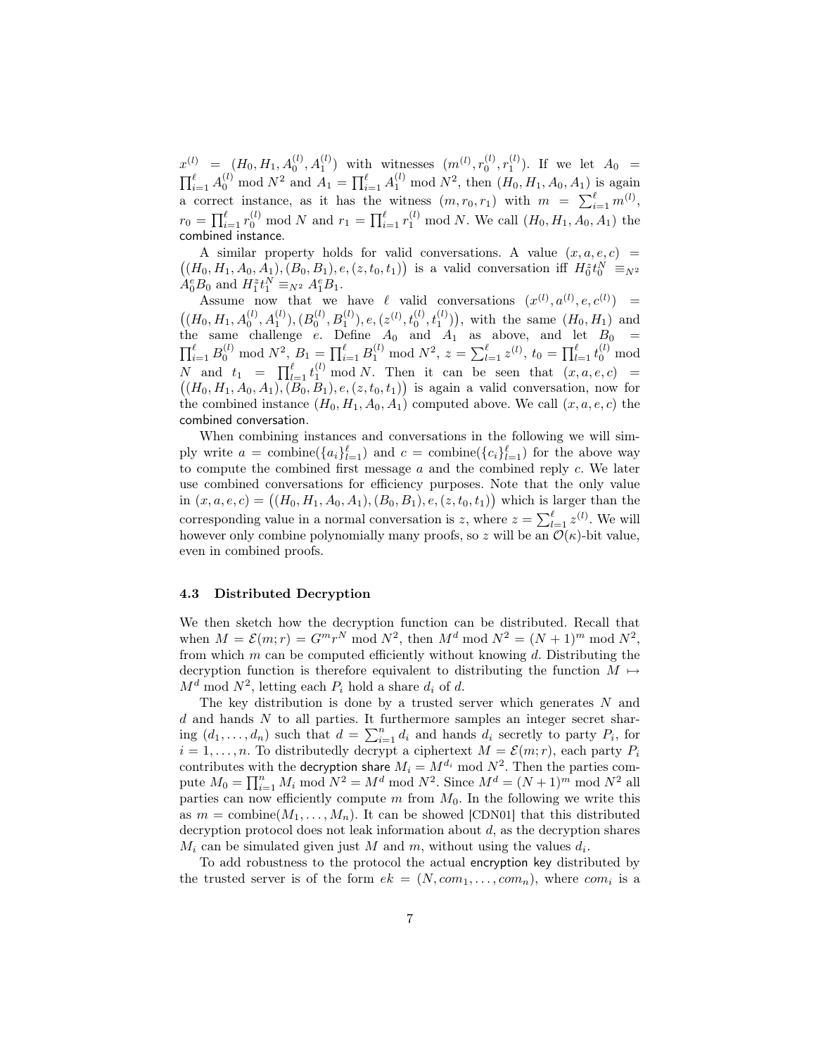$x^{(l)} = (H_0, H_1, A_0^{(l)}, A_1^{(l)})$ with witnesses $(m^{(l)}, r_0^{(l)}, r_1^{(l)})$. If we let $A_0 = \prod_{i=1}^{\ell} A_0^{(l)} \bmod N^2$ and $A_1 = \prod_{i=1}^{\ell} A_1^{(l)} \bmod N^2$, then $(H_0, H_1, A_0, A_1)$ is again a correct instance, as it has the witness $(m, r_0, r_1)$ with $m = \sum_{i=1}^{\ell} m^{(l)}$, $r_0 = \prod_{i=1}^{\ell} r_0^{(l)} \bmod N$ and $r_1 = \prod_{i=1}^{\ell} r_1^{(l)} \bmod N$. We call $(H_0, H_1, A_0, A_1)$ the combined instance.

A similar property holds for valid conversations. A value $(x, a, e, c) = \big((H_0, H_1, A_0, A_1), (B_0, B_1), e, (z, t_0, t_1)\big)$ is a valid conversation iff $H_0^z t_0^N \equiv_{N^2} A_0^e B_0$ and $H_1^z t_1^N \equiv_{N^2} A_1^e B_1$.

Assume now that we have $\ell$ valid conversations $(x^{(l)}, a^{(l)}, e, c^{(l)}) = \big((H_0, H_1, A_0^{(l)}, A_1^{(l)}), (B_0^{(l)}, B_1^{(l)}), e, (z^{(l)}, t_0^{(l)}, t_1^{(l)})\big)$, with the same $(H_0, H_1)$ and the same challenge $e$. Define $A_0$ and $A_1$ as above, and let $B_0 = \prod_{i=1}^{\ell} B_0^{(l)} \bmod N^2$, $B_1 = \prod_{i=1}^{\ell} B_1^{(l)} \bmod N^2$, $z = \sum_{l=1}^{\ell} z^{(l)}$, $t_0 = \prod_{l=1}^{\ell} t_0^{(l)} \bmod N$ and $t_1 = \prod_{l=1}^{\ell} t_1^{(l)} \bmod N$. Then it can be seen that $(x, a, e, c) = \big((H_0, H_1, A_0, A_1), (B_0, B_1), e, (z, t_0, t_1)\big)$ is again a valid conversation, now for the combined instance $(H_0, H_1, A_0, A_1)$ computed above. We call $(x, a, e, c)$ the combined conversation.

When combining instances and conversations in the following we will simply write $a = \text{combine}(\{a_i\}_{l=1}^{\ell})$ and $c = \text{combine}(\{c_i\}_{l=1}^{\ell})$ for the above way to compute the combined first message $a$ and the combined reply $c$. We later use combined conversations for efficiency purposes. Note that the only value in $(x, a, e, c) = \big((H_0, H_1, A_0, A_1), (B_0, B_1), e, (z, t_0, t_1)\big)$ which is larger than the corresponding value in a normal conversation is $z$, where $z = \sum_{l=1}^{\ell} z^{(l)}$. We will however only combine polynomially many proofs, so $z$ will be an $\mathcal{O}(\kappa)$-bit value, even in combined proofs.

### 4.3 Distributed Decryption

We then sketch how the decryption function can be distributed. Recall that when $M = \mathcal{E}(m; r) = G^m r^N \bmod N^2$, then $M^d \bmod N^2 = (N+1)^m \bmod N^2$, from which $m$ can be computed efficiently without knowing $d$. Distributing the decryption function is therefore equivalent to distributing the function $M \mapsto M^d \bmod N^2$, letting each $P_i$ hold a share $d_i$ of $d$.

The key distribution is done by a trusted server which generates $N$ and $d$ and hands $N$ to all parties. It furthermore samples an integer secret sharing $(d_1, \ldots, d_n)$ such that $d = \sum_{i=1}^{n} d_i$ and hands $d_i$ secretly to party $P_i$, for $i = 1, \ldots, n$. To distributedly decrypt a ciphertext $M = \mathcal{E}(m; r)$, each party $P_i$ contributes with the decryption share $M_i = M^{d_i} \bmod N^2$. Then the parties compute $M_0 = \prod_{i=1}^{n} M_i \bmod N^2 = M^d \bmod N^2$. Since $M^d = (N+1)^m \bmod N^2$ all parties can now efficiently compute $m$ from $M_0$. In the following we write this as $m = \text{combine}(M_1, \ldots, M_n)$. It can be showed [CDN01] that this distributed decryption protocol does not leak information about $d$, as the decryption shares $M_i$ can be simulated given just $M$ and $m$, without using the values $d_i$.

To add robustness to the protocol the actual encryption key distributed by the trusted server is of the form $ek = (N, com_1, \ldots, com_n)$, where $com_i$ is a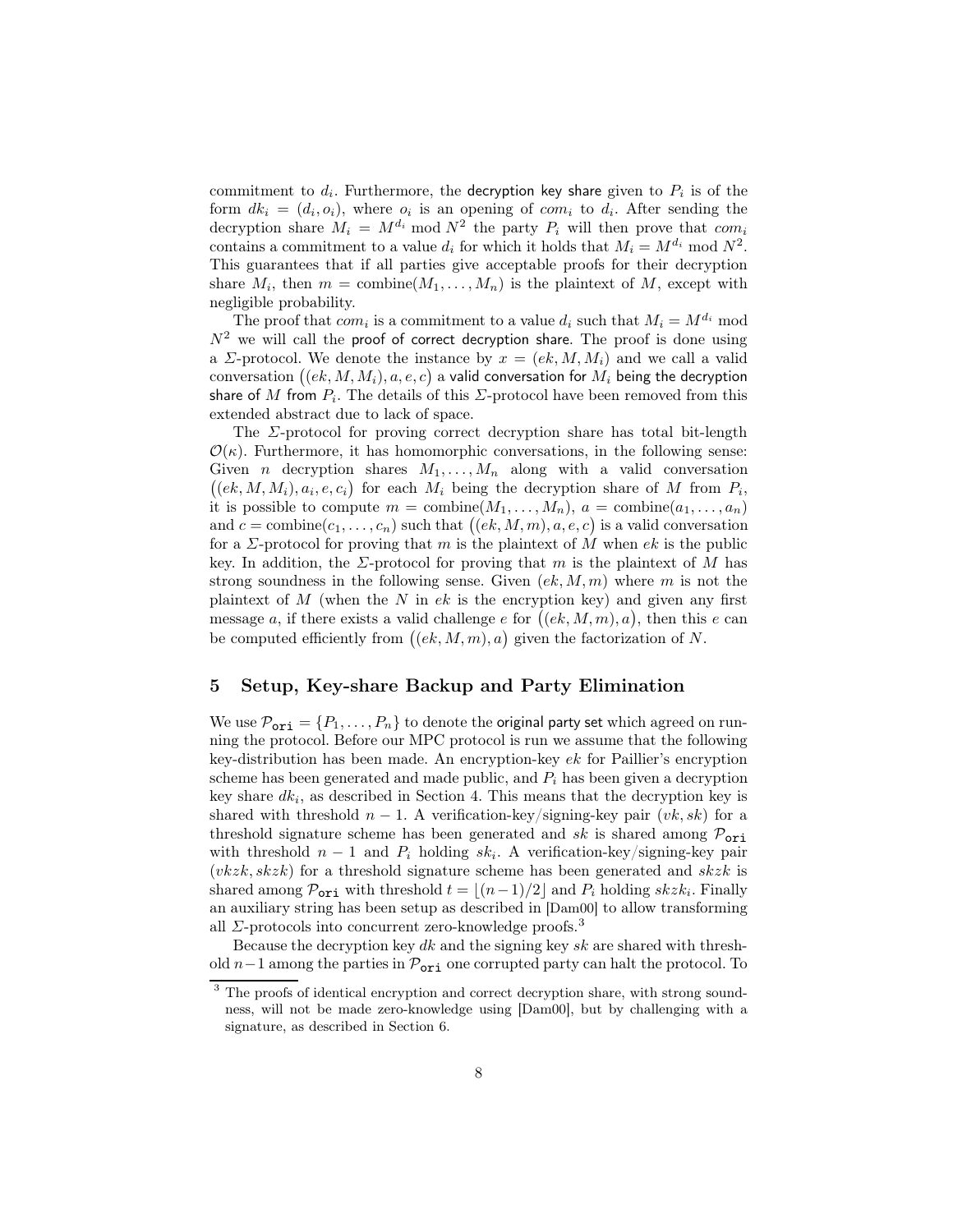commitment to $d_i$. Furthermore, the decryption key share given to $P_i$ is of the form $dk_i = (d_i, o_i)$, where $o_i$ is an opening of $com_i$ to $d_i$. After sending the decryption share $M_i = M^{d_i} \bmod N^2$ the party $P_i$ will then prove that $com_i$ contains a commitment to a value $d_i$ for which it holds that $M_i = M^{d_i} \bmod N^2$. This guarantees that if all parties give acceptable proofs for their decryption share $M_i$, then $m = \text{combine}(M_1, \ldots, M_n)$ is the plaintext of $M$, except with negligible probability.

The proof that $com_i$ is a commitment to a value $d_i$ such that $M_i = M^{d_i} \bmod N^2$ we will call the proof of correct decryption share. The proof is done using a $\Sigma$-protocol. We denote the instance by $x = (ek, M, M_i)$ and we call a valid conversation $\big((ek, M, M_i), a, e, c\big)$ a valid conversation for $M_i$ being the decryption share of $M$ from $P_i$. The details of this $\Sigma$-protocol have been removed from this extended abstract due to lack of space.

The $\Sigma$-protocol for proving correct decryption share has total bit-length $\mathcal{O}(\kappa)$. Furthermore, it has homomorphic conversations, in the following sense: Given $n$ decryption shares $M_1, \ldots, M_n$ along with a valid conversation $\big((ek, M, M_i), a_i, e, c_i\big)$ for each $M_i$ being the decryption share of $M$ from $P_i$, it is possible to compute $m = \text{combine}(M_1, \ldots, M_n)$, $a = \text{combine}(a_1, \ldots, a_n)$ and $c = \text{combine}(c_1, \ldots, c_n)$ such that $\big((ek, M, m), a, e, c\big)$ is a valid conversation for a $\Sigma$-protocol for proving that $m$ is the plaintext of $M$ when $ek$ is the public key. In addition, the $\Sigma$-protocol for proving that $m$ is the plaintext of $M$ has strong soundness in the following sense. Given $(ek, M, m)$ where $m$ is not the plaintext of $M$ (when the $N$ in $ek$ is the encryption key) and given any first message $a$, if there exists a valid challenge $e$ for $\big((ek, M, m), a\big)$, then this $e$ can be computed efficiently from $\big((ek, M, m), a\big)$ given the factorization of $N$.

## 5 Setup, Key-share Backup and Party Elimination

We use $\mathcal{P}_{\texttt{ori}} = \{P_1, \ldots, P_n\}$ to denote the original party set which agreed on running the protocol. Before our MPC protocol is run we assume that the following key-distribution has been made. An encryption-key $ek$ for Paillier's encryption scheme has been generated and made public, and $P_i$ has been given a decryption key share $dk_i$, as described in Section 4. This means that the decryption key is shared with threshold $n-1$. A verification-key/signing-key pair $(vk, sk)$ for a threshold signature scheme has been generated and $sk$ is shared among $\mathcal{P}_{\texttt{ori}}$ with threshold $n-1$ and $P_i$ holding $sk_i$. A verification-key/signing-key pair $(vkzk, skzk)$ for a threshold signature scheme has been generated and $skzk$ is shared among $\mathcal{P}_{\texttt{ori}}$ with threshold $t = \lfloor (n-1)/2 \rfloor$ and $P_i$ holding $skzk_i$. Finally an auxiliary string has been setup as described in [Dam00] to allow transforming all $\Sigma$-protocols into concurrent zero-knowledge proofs.[3]

Because the decryption key $dk$ and the signing key $sk$ are shared with threshold $n-1$ among the parties in $\mathcal{P}_{\texttt{ori}}$ one corrupted party can halt the protocol. To

[3] The proofs of identical encryption and correct decryption share, with strong soundness, will not be made zero-knowledge using [Dam00], but by challenging with a signature, as described in Section 6.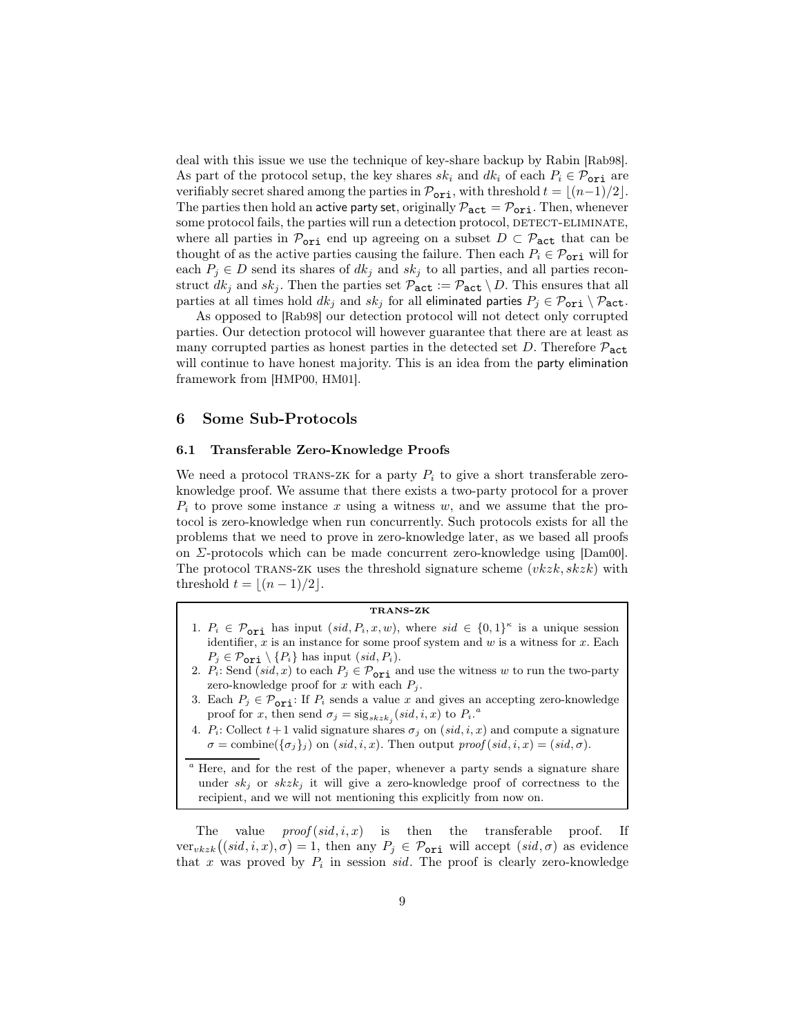deal with this issue we use the technique of key-share backup by Rabin [Rab98]. As part of the protocol setup, the key shares $sk_i$ and $dk_i$ of each $P_i \in \mathcal{P}_{\texttt{ori}}$ are verifiably secret shared among the parties in $\mathcal{P}_{\texttt{ori}}$, with threshold $t = \lfloor (n-1)/2 \rfloor$. The parties then hold an active party set, originally $\mathcal{P}_{\texttt{act}} = \mathcal{P}_{\texttt{ori}}$. Then, whenever some protocol fails, the parties will run a detection protocol, DETECT-ELIMINATE, where all parties in $\mathcal{P}_{\texttt{ori}}$ end up agreeing on a subset $D \subset \mathcal{P}_{\texttt{act}}$ that can be thought of as the active parties causing the failure. Then each $P_i \in \mathcal{P}_{\texttt{ori}}$ will for each $P_j \in D$ send its shares of $dk_j$ and $sk_j$ to all parties, and all parties reconstruct $dk_j$ and $sk_j$. Then the parties set $\mathcal{P}_{\texttt{act}} := \mathcal{P}_{\texttt{act}} \setminus D$. This ensures that all parties at all times hold $dk_j$ and $sk_j$ for all eliminated parties $P_j \in \mathcal{P}_{\texttt{ori}} \setminus \mathcal{P}_{\texttt{act}}$.

As opposed to [Rab98] our detection protocol will not detect only corrupted parties. Our detection protocol will however guarantee that there are at least as many corrupted parties as honest parties in the detected set $D$. Therefore $\mathcal{P}_{\texttt{act}}$ will continue to have honest majority. This is an idea from the party elimination framework from [HMP00, HM01].

## 6 Some Sub-Protocols

### 6.1 Transferable Zero-Knowledge Proofs

We need a protocol TRANS-ZK for a party $P_i$ to give a short transferable zero-knowledge proof. We assume that there exists a two-party protocol for a prover $P_i$ to prove some instance $x$ using a witness $w$, and we assume that the protocol is zero-knowledge when run concurrently. Such protocols exists for all the problems that we need to prove in zero-knowledge later, as we based all proofs on $\Sigma$-protocols which can be made concurrent zero-knowledge using [Dam00]. The protocol TRANS-ZK uses the threshold signature scheme $(vkzk, skzk)$ with threshold $t = \lfloor (n-1)/2 \rfloor$.

**TRANS-ZK**

1. $P_i \in \mathcal{P}_{\texttt{ori}}$ has input $(sid, P_i, x, w)$, where $sid \in \{0,1\}^\kappa$ is a unique session identifier, $x$ is an instance for some proof system and $w$ is a witness for $x$. Each $P_j \in \mathcal{P}_{\texttt{ori}} \setminus \{P_i\}$ has input $(sid, P_i)$.
2. $P_i$: Send $(sid, x)$ to each $P_j \in \mathcal{P}_{\texttt{ori}}$ and use the witness $w$ to run the two-party zero-knowledge proof for $x$ with each $P_j$.
3. Each $P_j \in \mathcal{P}_{\texttt{ori}}$: If $P_i$ sends a value $x$ and gives an accepting zero-knowledge proof for $x$, then send $\sigma_j = \text{sig}_{skzk_j}(sid, i, x)$ to $P_i$.[a]
4. $P_i$: Collect $t+1$ valid signature shares $\sigma_j$ on $(sid, i, x)$ and compute a signature $\sigma = \text{combine}(\{\sigma_j\}_j)$ on $(sid, i, x)$. Then output $\mathit{proof}(sid, i, x) = (sid, \sigma)$.

[a] Here, and for the rest of the paper, whenever a party sends a signature share under $sk_j$ or $skzk_j$ it will give a zero-knowledge proof of correctness to the recipient, and we will not mentioning this explicitly from now on.

The value $\mathit{proof}(sid, i, x)$ is then the transferable proof. If $\text{ver}_{vkzk}\big((sid, i, x), \sigma\big) = 1$, then any $P_j \in \mathcal{P}_{\texttt{ori}}$ will accept $(sid, \sigma)$ as evidence that $x$ was proved by $P_i$ in session $sid$. The proof is clearly zero-knowledge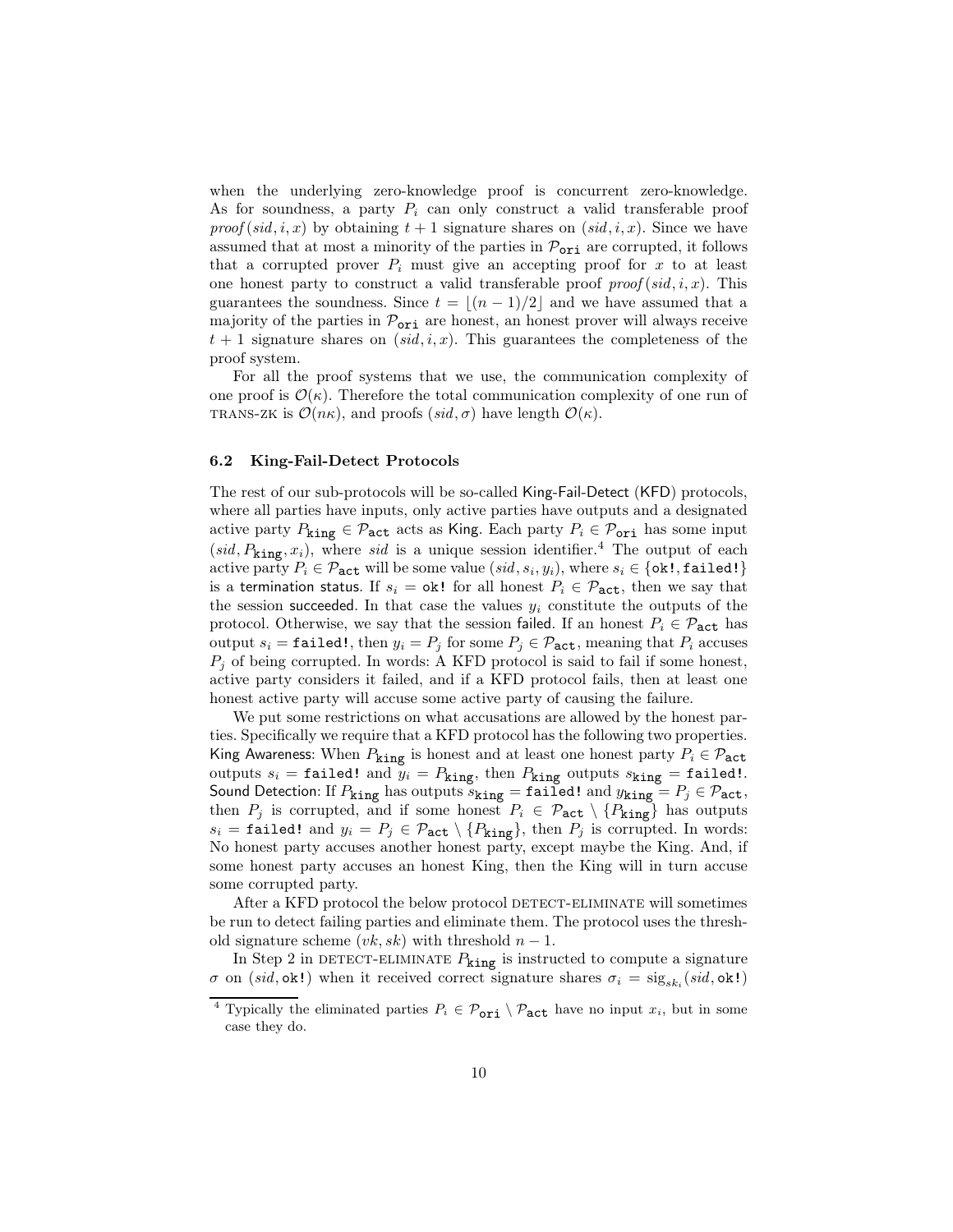when the underlying zero-knowledge proof is concurrent zero-knowledge. As for soundness, a party $P_i$ can only construct a valid transferable proof $\mathit{proof}(sid, i, x)$ by obtaining $t+1$ signature shares on $(sid, i, x)$. Since we have assumed that at most a minority of the parties in $\mathcal{P}_{\mathtt{ori}}$ are corrupted, it follows that a corrupted prover $P_i$ must give an accepting proof for $x$ to at least one honest party to construct a valid transferable proof $\mathit{proof}(sid, i, x)$. This guarantees the soundness. Since $t = \lfloor (n-1)/2 \rfloor$ and we have assumed that a majority of the parties in $\mathcal{P}_{\mathtt{ori}}$ are honest, an honest prover will always receive $t+1$ signature shares on $(sid, i, x)$. This guarantees the completeness of the proof system.

For all the proof systems that we use, the communication complexity of one proof is $\mathcal{O}(\kappa)$. Therefore the total communication complexity of one run of TRANS-ZK is $\mathcal{O}(n\kappa)$, and proofs $(sid, \sigma)$ have length $\mathcal{O}(\kappa)$.

### 6.2 King-Fail-Detect Protocols

The rest of our sub-protocols will be so-called King-Fail-Detect (KFD) protocols, where all parties have inputs, only active parties have outputs and a designated active party $P_{\mathtt{king}} \in \mathcal{P}_{\mathtt{act}}$ acts as King. Each party $P_i \in \mathcal{P}_{\mathtt{ori}}$ has some input $(sid, P_{\mathtt{king}}, x_i)$, where $sid$ is a unique session identifier.[4] The output of each active party $P_i \in \mathcal{P}_{\mathtt{act}}$ will be some value $(sid, s_i, y_i)$, where $s_i \in \{\mathtt{ok!}, \mathtt{failed!}\}$ is a termination status. If $s_i = \mathtt{ok!}$ for all honest $P_i \in \mathcal{P}_{\mathtt{act}}$, then we say that the session succeeded. In that case the values $y_i$ constitute the outputs of the protocol. Otherwise, we say that the session failed. If an honest $P_i \in \mathcal{P}_{\mathtt{act}}$ has output $s_i = \mathtt{failed!}$, then $y_i = P_j$ for some $P_j \in \mathcal{P}_{\mathtt{act}}$, meaning that $P_i$ accuses $P_j$ of being corrupted. In words: A KFD protocol is said to fail if some honest, active party considers it failed, and if a KFD protocol fails, then at least one honest active party will accuse some active party of causing the failure.

We put some restrictions on what accusations are allowed by the honest parties. Specifically we require that a KFD protocol has the following two properties. King Awareness: When $P_{\mathtt{king}}$ is honest and at least one honest party $P_i \in \mathcal{P}_{\mathtt{act}}$ outputs $s_i = \mathtt{failed!}$ and $y_i = P_{\mathtt{king}}$, then $P_{\mathtt{king}}$ outputs $s_{\mathtt{king}} = \mathtt{failed!}$. Sound Detection: If $P_{\mathtt{king}}$ has outputs $s_{\mathtt{king}} = \mathtt{failed!}$ and $y_{\mathtt{king}} = P_j \in \mathcal{P}_{\mathtt{act}}$, then $P_j$ is corrupted, and if some honest $P_i \in \mathcal{P}_{\mathtt{act}} \setminus \{P_{\mathtt{king}}\}$ has outputs $s_i = \mathtt{failed!}$ and $y_i = P_j \in \mathcal{P}_{\mathtt{act}} \setminus \{P_{\mathtt{king}}\}$, then $P_j$ is corrupted. In words: No honest party accuses another honest party, except maybe the King. And, if some honest party accuses an honest King, then the King will in turn accuse some corrupted party.

After a KFD protocol the below protocol DETECT-ELIMINATE will sometimes be run to detect failing parties and eliminate them. The protocol uses the threshold signature scheme $(vk, sk)$ with threshold $n-1$.

In Step 2 in DETECT-ELIMINATE $P_{\mathtt{king}}$ is instructed to compute a signature $\sigma$ on $(sid, \mathtt{ok!})$ when it received correct signature shares $\sigma_i = \mathrm{sig}_{sk_i}(sid, \mathtt{ok!})$

[4] Typically the eliminated parties $P_i \in \mathcal{P}_{\mathtt{ori}} \setminus \mathcal{P}_{\mathtt{act}}$ have no input $x_i$, but in some case they do.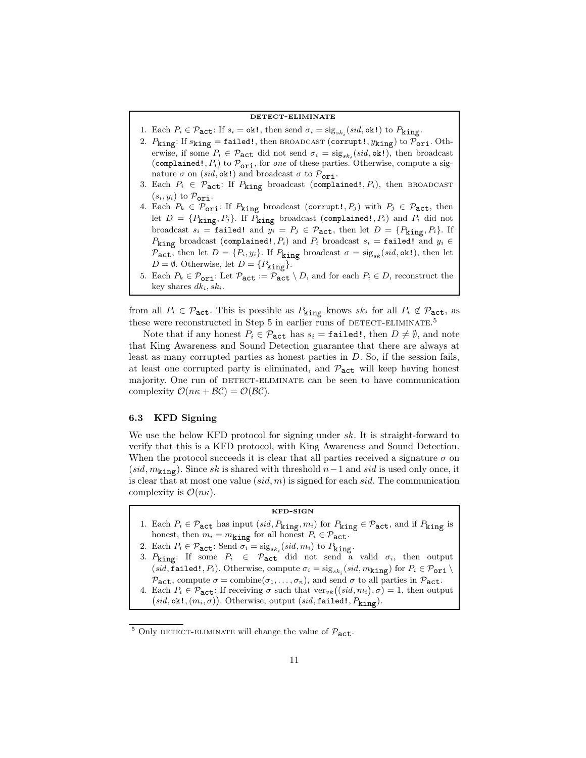**DETECT-ELIMINATE**

1. Each $P_i \in \mathcal{P}_{\texttt{act}}$: If $s_i = \texttt{ok!}$, then send $\sigma_i = \text{sig}_{sk_i}(sid, \texttt{ok!})$ to $P_{\texttt{king}}$.
2. $P_{\texttt{king}}$: If $s_{\texttt{king}} = \texttt{failed!}$, then BROADCAST $(\texttt{corrupt!}, y_{\texttt{king}})$ to $\mathcal{P}_{\texttt{ori}}$. Otherwise, if some $P_i \in \mathcal{P}_{\texttt{act}}$ did not send $\sigma_i = \text{sig}_{sk_i}(sid, \texttt{ok!})$, then broadcast $(\texttt{complained!}, P_i)$ to $\mathcal{P}_{\texttt{ori}}$, for *one* of these parties. Otherwise, compute a signature $\sigma$ on $(sid, \texttt{ok!})$ and broadcast $\sigma$ to $\mathcal{P}_{\texttt{ori}}$.
3. Each $P_i \in \mathcal{P}_{\texttt{act}}$: If $P_{\texttt{king}}$ broadcast $(\texttt{complained!}, P_i)$, then BROADCAST $(s_i, y_i)$ to $\mathcal{P}_{\texttt{ori}}$.
4. Each $P_k \in \mathcal{P}_{\texttt{ori}}$: If $P_{\texttt{king}}$ broadcast $(\texttt{corrupt!}, P_j)$ with $P_j \in \mathcal{P}_{\texttt{act}}$, then let $D = \{P_{\texttt{king}}, P_j\}$. If $P_{\texttt{king}}$ broadcast $(\texttt{complained!}, P_i)$ and $P_i$ did not broadcast $s_i = \texttt{failed!}$ and $y_i = P_j \in \mathcal{P}_{\texttt{act}}$, then let $D = \{P_{\texttt{king}}, P_i\}$. If $P_{\texttt{king}}$ broadcast $(\texttt{complained!}, P_i)$ and $P_i$ broadcast $s_i = \texttt{failed!}$ and $y_i \in \mathcal{P}_{\texttt{act}}$, then let $D = \{P_i, y_i\}$. If $P_{\texttt{king}}$ broadcast $\sigma = \text{sig}_{sk}(sid, \texttt{ok!})$, then let $D = \emptyset$. Otherwise, let $D = \{P_{\texttt{king}}\}$.
5. Each $P_k \in \mathcal{P}_{\texttt{ori}}$: Let $\mathcal{P}_{\texttt{act}} := \mathcal{P}_{\texttt{act}} \setminus D$, and for each $P_i \in D$, reconstruct the key shares $dk_i, sk_i$.

from all $P_i \in \mathcal{P}_{\texttt{act}}$. This is possible as $P_{\texttt{king}}$ knows $sk_i$ for all $P_i \notin \mathcal{P}_{\texttt{act}}$, as these were reconstructed in Step 5 in earlier runs of DETECT-ELIMINATE.[5]

Note that if any honest $P_i \in \mathcal{P}_{\texttt{act}}$ has $s_i = \texttt{failed!}$, then $D \neq \emptyset$, and note that King Awareness and Sound Detection guarantee that there are always at least as many corrupted parties as honest parties in $D$. So, if the session fails, at least one corrupted party is eliminated, and $\mathcal{P}_{\texttt{act}}$ will keep having honest majority. One run of DETECT-ELIMINATE can be seen to have communication complexity $\mathcal{O}(n\kappa + \mathcal{BC}) = \mathcal{O}(\mathcal{BC})$.

### 6.3 KFD Signing

We use the below KFD protocol for signing under $sk$. It is straight-forward to verify that this is a KFD protocol, with King Awareness and Sound Detection. When the protocol succeeds it is clear that all parties received a signature $\sigma$ on $(sid, m_{\texttt{king}})$. Since $sk$ is shared with threshold $n-1$ and $sid$ is used only once, it is clear that at most one value $(sid, m)$ is signed for each $sid$. The communication complexity is $\mathcal{O}(n\kappa)$.

**KFD-SIGN**

1. Each $P_i \in \mathcal{P}_{\texttt{act}}$ has input $(sid, P_{\texttt{king}}, m_i)$ for $P_{\texttt{king}} \in \mathcal{P}_{\texttt{act}}$, and if $P_{\texttt{king}}$ is honest, then $m_i = m_{\texttt{king}}$ for all honest $P_i \in \mathcal{P}_{\texttt{act}}$.
2. Each $P_i \in \mathcal{P}_{\texttt{act}}$: Send $\sigma_i = \text{sig}_{sk_i}(sid, m_i)$ to $P_{\texttt{king}}$.
3. $P_{\texttt{king}}$: If some $P_i \in \mathcal{P}_{\texttt{act}}$ did not send a valid $\sigma_i$, then output $(sid, \texttt{failed!}, P_i)$. Otherwise, compute $\sigma_i = \text{sig}_{sk_i}(sid, m_{\texttt{king}})$ for $P_i \in \mathcal{P}_{\texttt{ori}} \setminus \mathcal{P}_{\texttt{act}}$, compute $\sigma = \text{combine}(\sigma_1, \dots, \sigma_n)$, and send $\sigma$ to all parties in $\mathcal{P}_{\texttt{act}}$.
4. Each $P_i \in \mathcal{P}_{\texttt{act}}$: If receiving $\sigma$ such that $\text{ver}_{vk}\big((sid, m_i), \sigma\big) = 1$, then output $\big(sid, \texttt{ok!}, (m_i, \sigma)\big)$. Otherwise, output $(sid, \texttt{failed!}, P_{\texttt{king}})$.

[5] Only DETECT-ELIMINATE will change the value of $\mathcal{P}_{\texttt{act}}$.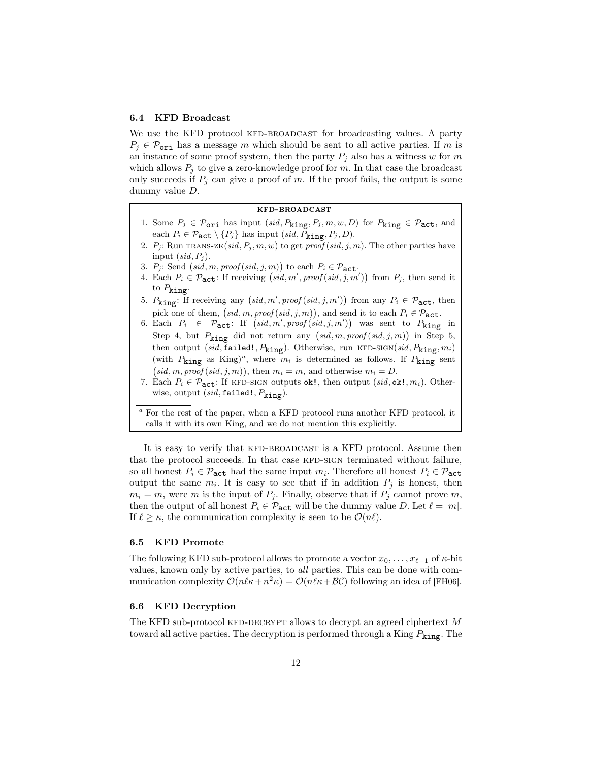### 6.4 KFD Broadcast

We use the KFD protocol KFD-BROADCAST for broadcasting values. A party $P_j \in \mathcal{P}_{\texttt{ori}}$ has a message $m$ which should be sent to all active parties. If $m$ is an instance of some proof system, then the party $P_j$ also has a witness $w$ for $m$ which allows $P_j$ to give a zero-knowledge proof for $m$. In that case the broadcast only succeeds if $P_j$ can give a proof of $m$. If the proof fails, the output is some dummy value $D$.

---

**KFD-BROADCAST**

1. Some $P_j \in \mathcal{P}_{\texttt{ori}}$ has input $(sid, P_{\texttt{king}}, P_j, m, w, D)$ for $P_{\texttt{king}} \in \mathcal{P}_{\texttt{act}}$, and each $P_i \in \mathcal{P}_{\texttt{act}} \setminus \{P_j\}$ has input $(sid, P_{\texttt{king}}, P_j, D)$.
2. $P_j$: Run TRANS-ZK$(sid, P_j, m, w)$ to get $\mathit{proof}(sid, j, m)$. The other parties have input $(sid, P_j)$.
3. $P_j$: Send $\big(sid, m, \mathit{proof}(sid, j, m)\big)$ to each $P_i \in \mathcal{P}_{\texttt{act}}$.
4. Each $P_i \in \mathcal{P}_{\texttt{act}}$: If receiving $\big(sid, m', \mathit{proof}(sid, j, m')\big)$ from $P_j$, then send it to $P_{\texttt{king}}$.
5. $P_{\texttt{king}}$: If receiving any $\big(sid, m', \mathit{proof}(sid, j, m')\big)$ from any $P_i \in \mathcal{P}_{\texttt{act}}$, then pick one of them, $\big(sid, m, \mathit{proof}(sid, j, m)\big)$, and send it to each $P_i \in \mathcal{P}_{\texttt{act}}$.
6. Each $P_i \in \mathcal{P}_{\texttt{act}}$: If $\big(sid, m', \mathit{proof}(sid, j, m')\big)$ was sent to $P_{\texttt{king}}$ in Step 4, but $P_{\texttt{king}}$ did not return any $\big(sid, m, \mathit{proof}(sid, j, m)\big)$ in Step 5, then output $(sid, \texttt{failed!}, P_{\texttt{king}})$. Otherwise, run KFD-SIGN$(sid, P_{\texttt{king}}, m_i)$ (with $P_{\texttt{king}}$ as King)[a], where $m_i$ is determined as follows. If $P_{\texttt{king}}$ sent $\big(sid, m, \mathit{proof}(sid, j, m)\big)$, then $m_i = m$, and otherwise $m_i = D$.
7. Each $P_i \in \mathcal{P}_{\texttt{act}}$: If KFD-SIGN outputs $\texttt{ok!}$, then output $(sid, \texttt{ok!}, m_i)$. Otherwise, output $(sid, \texttt{failed!}, P_{\texttt{king}})$.

[a] For the rest of the paper, when a KFD protocol runs another KFD protocol, it calls it with its own King, and we do not mention this explicitly.

---

It is easy to verify that KFD-BROADCAST is a KFD protocol. Assume then that the protocol succeeds. In that case KFD-SIGN terminated without failure, so all honest $P_i \in \mathcal{P}_{\texttt{act}}$ had the same input $m_i$. Therefore all honest $P_i \in \mathcal{P}_{\texttt{act}}$ output the same $m_i$. It is easy to see that if in addition $P_j$ is honest, then $m_i = m$, were $m$ is the input of $P_j$. Finally, observe that if $P_j$ cannot prove $m$, then the output of all honest $P_i \in \mathcal{P}_{\texttt{act}}$ will be the dummy value $D$. Let $\ell = |m|$. If $\ell \geq \kappa$, the communication complexity is seen to be $\mathcal{O}(n\ell)$.

### 6.5 KFD Promote

The following KFD sub-protocol allows to promote a vector $x_0, \ldots, x_{\ell-1}$ of $\kappa$-bit values, known only by active parties, to *all* parties. This can be done with communication complexity $\mathcal{O}(n\ell\kappa + n^2\kappa) = \mathcal{O}(n\ell\kappa + \mathcal{BC})$ following an idea of [FH06].

### 6.6 KFD Decryption

The KFD sub-protocol KFD-DECRYPT allows to decrypt an agreed ciphertext $M$ toward all active parties. The decryption is performed through a King $P_{\texttt{king}}$. The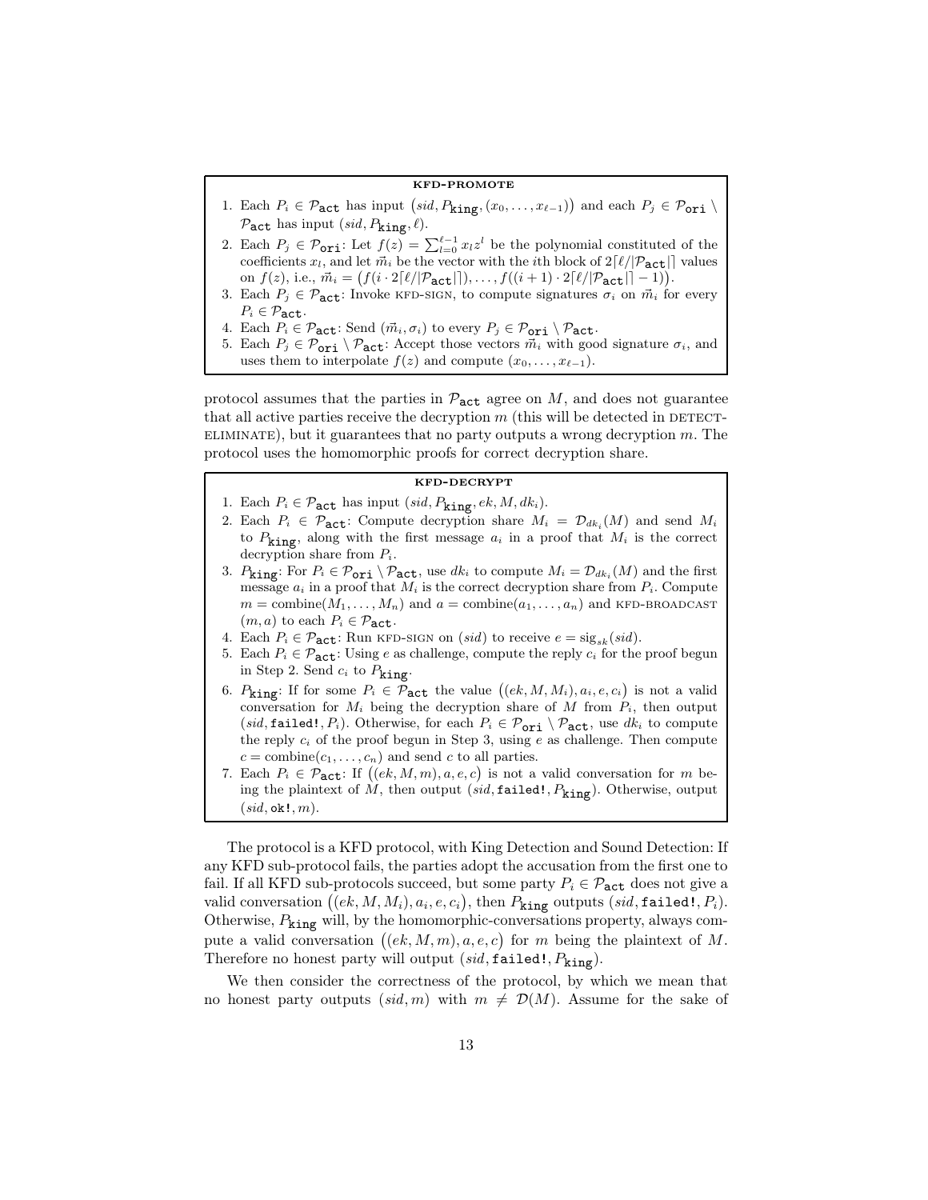**KFD-PROMOTE**

1. Each $P_i \in \mathcal{P}_{\texttt{act}}$ has input $\big(sid, P_{\texttt{king}}, (x_0, \ldots, x_{\ell-1})\big)$ and each $P_j \in \mathcal{P}_{\texttt{ori}} \setminus \mathcal{P}_{\texttt{act}}$ has input $(sid, P_{\texttt{king}}, \ell)$.
2. Each $P_j \in \mathcal{P}_{\texttt{ori}}$: Let $f(z) = \sum_{l=0}^{\ell-1} x_l z^l$ be the polynomial constituted of the coefficients $x_l$, and let $\vec{m}_i$ be the vector with the $i$th block of $2\lceil \ell/|\mathcal{P}_{\texttt{act}}| \rceil$ values on $f(z)$, i.e., $\vec{m}_i = \big(f(i \cdot 2\lceil \ell/|\mathcal{P}_{\texttt{act}}|\rceil), \ldots, f((i+1)\cdot 2\lceil \ell/|\mathcal{P}_{\texttt{act}}|\rceil - 1)\big)$.
3. Each $P_j \in \mathcal{P}_{\texttt{act}}$: Invoke KFD-SIGN, to compute signatures $\sigma_i$ on $\vec{m}_i$ for every $P_i \in \mathcal{P}_{\texttt{act}}$.
4. Each $P_i \in \mathcal{P}_{\texttt{act}}$: Send $(\vec{m}_i, \sigma_i)$ to every $P_j \in \mathcal{P}_{\texttt{ori}} \setminus \mathcal{P}_{\texttt{act}}$.
5. Each $P_j \in \mathcal{P}_{\texttt{ori}} \setminus \mathcal{P}_{\texttt{act}}$: Accept those vectors $\vec{m}_i$ with good signature $\sigma_i$, and uses them to interpolate $f(z)$ and compute $(x_0, \ldots, x_{\ell-1})$.

protocol assumes that the parties in $\mathcal{P}_{\texttt{act}}$ agree on $M$, and does not guarantee that all active parties receive the decryption $m$ (this will be detected in DETECT-ELIMINATE), but it guarantees that no party outputs a wrong decryption $m$. The protocol uses the homomorphic proofs for correct decryption share.

**KFD-DECRYPT**

1. Each $P_i \in \mathcal{P}_{\texttt{act}}$ has input $(sid, P_{\texttt{king}}, ek, M, dk_i)$.
2. Each $P_i \in \mathcal{P}_{\texttt{act}}$: Compute decryption share $M_i = \mathcal{D}_{dk_i}(M)$ and send $M_i$ to $P_{\texttt{king}}$, along with the first message $a_i$ in a proof that $M_i$ is the correct decryption share from $P_i$.
3. $P_{\texttt{king}}$: For $P_i \in \mathcal{P}_{\texttt{ori}} \setminus \mathcal{P}_{\texttt{act}}$, use $dk_i$ to compute $M_i = \mathcal{D}_{dk_i}(M)$ and the first message $a_i$ in a proof that $M_i$ is the correct decryption share from $P_i$. Compute $m = \text{combine}(M_1, \ldots, M_n)$ and $a = \text{combine}(a_1, \ldots, a_n)$ and KFD-BROADCAST $(m, a)$ to each $P_i \in \mathcal{P}_{\texttt{act}}$.
4. Each $P_i \in \mathcal{P}_{\texttt{act}}$: Run KFD-SIGN on $(sid)$ to receive $e = \text{sig}_{sk}(sid)$.
5. Each $P_i \in \mathcal{P}_{\texttt{act}}$: Using $e$ as challenge, compute the reply $c_i$ for the proof begun in Step 2. Send $c_i$ to $P_{\texttt{king}}$.
6. $P_{\texttt{king}}$: If for some $P_i \in \mathcal{P}_{\texttt{act}}$ the value $\big((ek, M, M_i), a_i, e, c_i\big)$ is not a valid conversation for $M_i$ being the decryption share of $M$ from $P_i$, then output $(sid, \texttt{failed!}, P_i)$. Otherwise, for each $P_i \in \mathcal{P}_{\texttt{ori}} \setminus \mathcal{P}_{\texttt{act}}$, use $dk_i$ to compute the reply $c_i$ of the proof begun in Step 3, using $e$ as challenge. Then compute $c = \text{combine}(c_1, \ldots, c_n)$ and send $c$ to all parties.
7. Each $P_i \in \mathcal{P}_{\texttt{act}}$: If $\big((ek, M, m), a, e, c\big)$ is not a valid conversation for $m$ being the plaintext of $M$, then output $(sid, \texttt{failed!}, P_{\texttt{king}})$. Otherwise, output $(sid, \texttt{ok!}, m)$.

The protocol is a KFD protocol, with King Detection and Sound Detection: If any KFD sub-protocol fails, the parties adopt the accusation from the first one to fail. If all KFD sub-protocols succeed, but some party $P_i \in \mathcal{P}_{\texttt{act}}$ does not give a valid conversation $\big((ek, M, M_i), a_i, e, c_i\big)$, then $P_{\texttt{king}}$ outputs $(sid, \texttt{failed!}, P_i)$. Otherwise, $P_{\texttt{king}}$ will, by the homomorphic-conversations property, always compute a valid conversation $\big((ek, M, m), a, e, c\big)$ for $m$ being the plaintext of $M$. Therefore no honest party will output $(sid, \texttt{failed!}, P_{\texttt{king}})$.

We then consider the correctness of the protocol, by which we mean that no honest party outputs $(sid, m)$ with $m \neq \mathcal{D}(M)$. Assume for the sake of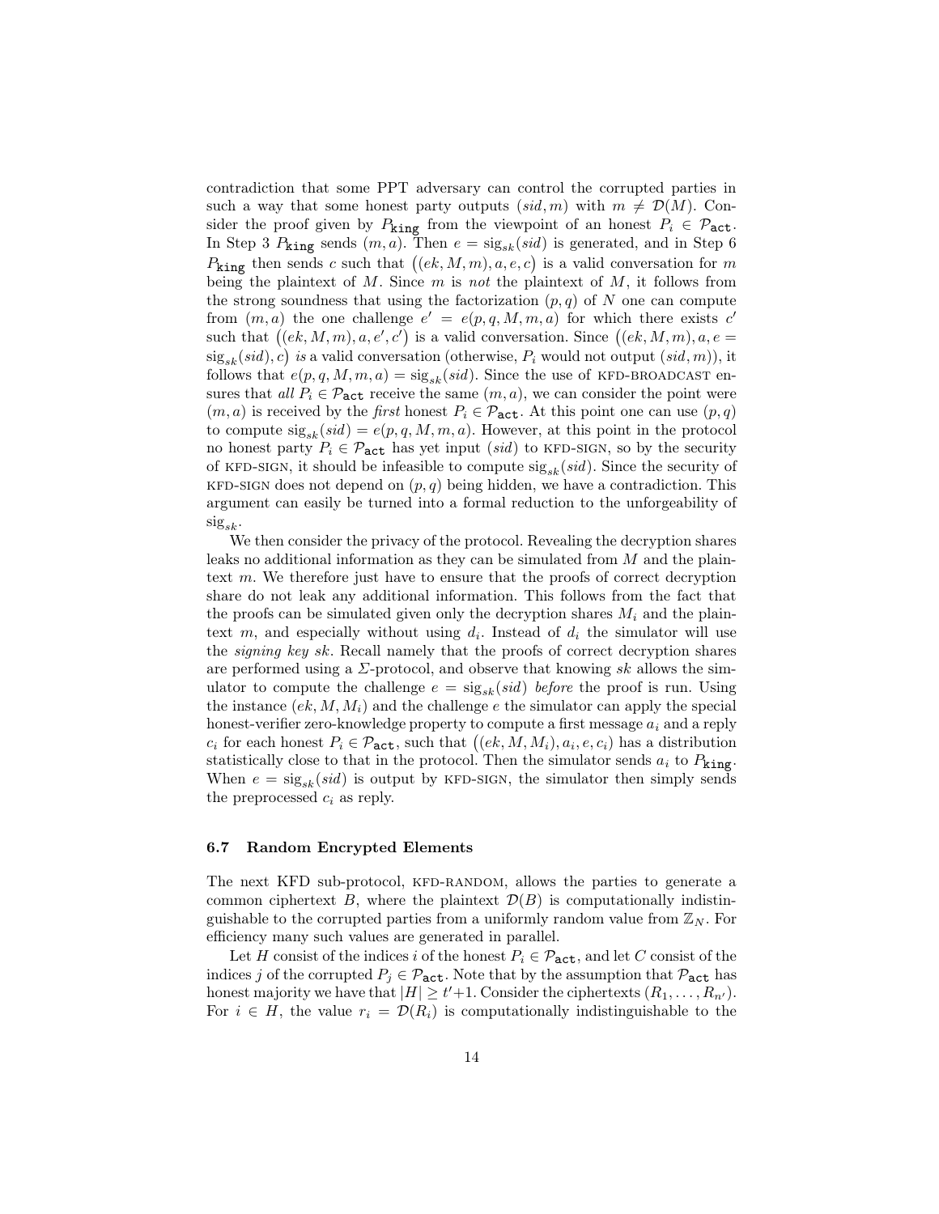contradiction that some PPT adversary can control the corrupted parties in such a way that some honest party outputs $(sid, m)$ with $m \neq \mathcal{D}(M)$. Consider the proof given by $P_{\mathtt{king}}$ from the viewpoint of an honest $P_i \in \mathcal{P}_{\mathtt{act}}$. In Step 3 $P_{\mathtt{king}}$ sends $(m, a)$. Then $e = \mathrm{sig}_{sk}(sid)$ is generated, and in Step 6 $P_{\mathtt{king}}$ then sends $c$ such that $\big((ek, M, m), a, e, c\big)$ is a valid conversation for $m$ being the plaintext of $M$. Since $m$ is *not* the plaintext of $M$, it follows from the strong soundness that using the factorization $(p, q)$ of $N$ one can compute from $(m, a)$ the one challenge $e' = e(p, q, M, m, a)$ for which there exists $c'$ such that $\big((ek, M, m), a, e', c'\big)$ is a valid conversation. Since $\big((ek, M, m), a, e = \mathrm{sig}_{sk}(sid), c\big)$ *is* a valid conversation (otherwise, $P_i$ would not output $(sid, m)$), it follows that $e(p, q, M, m, a) = \mathrm{sig}_{sk}(sid)$. Since the use of KFD-BROADCAST ensures that *all* $P_i \in \mathcal{P}_{\mathtt{act}}$ receive the same $(m, a)$, we can consider the point were $(m, a)$ is received by the *first* honest $P_i \in \mathcal{P}_{\mathtt{act}}$. At this point one can use $(p, q)$ to compute $\mathrm{sig}_{sk}(sid) = e(p, q, M, m, a)$. However, at this point in the protocol no honest party $P_i \in \mathcal{P}_{\mathtt{act}}$ has yet input $(sid)$ to KFD-SIGN, so by the security of KFD-SIGN, it should be infeasible to compute $\mathrm{sig}_{sk}(sid)$. Since the security of KFD-SIGN does not depend on $(p, q)$ being hidden, we have a contradiction. This argument can easily be turned into a formal reduction to the unforgeability of $\mathrm{sig}_{sk}$.

We then consider the privacy of the protocol. Revealing the decryption shares leaks no additional information as they can be simulated from $M$ and the plaintext $m$. We therefore just have to ensure that the proofs of correct decryption share do not leak any additional information. This follows from the fact that the proofs can be simulated given only the decryption shares $M_i$ and the plaintext $m$, and especially without using $d_i$. Instead of $d_i$ the simulator will use the *signing key* $sk$. Recall namely that the proofs of correct decryption shares are performed using a $\Sigma$-protocol, and observe that knowing $sk$ allows the simulator to compute the challenge $e = \mathrm{sig}_{sk}(sid)$ *before* the proof is run. Using the instance $(ek, M, M_i)$ and the challenge $e$ the simulator can apply the special honest-verifier zero-knowledge property to compute a first message $a_i$ and a reply $c_i$ for each honest $P_i \in \mathcal{P}_{\mathtt{act}}$, such that $\big((ek, M, M_i), a_i, e, c_i\big)$ has a distribution statistically close to that in the protocol. Then the simulator sends $a_i$ to $P_{\mathtt{king}}$. When $e = \mathrm{sig}_{sk}(sid)$ is output by KFD-SIGN, the simulator then simply sends the preprocessed $c_i$ as reply.

### 6.7 Random Encrypted Elements

The next KFD sub-protocol, KFD-RANDOM, allows the parties to generate a common ciphertext $B$, where the plaintext $\mathcal{D}(B)$ is computationally indistinguishable to the corrupted parties from a uniformly random value from $\mathbb{Z}_N$. For efficiency many such values are generated in parallel.

Let $H$ consist of the indices $i$ of the honest $P_i \in \mathcal{P}_{\mathtt{act}}$, and let $C$ consist of the indices $j$ of the corrupted $P_j \in \mathcal{P}_{\mathtt{act}}$. Note that by the assumption that $\mathcal{P}_{\mathtt{act}}$ has honest majority we have that $|H| \geq t'+1$. Consider the ciphertexts $(R_1, \ldots, R_{n'})$. For $i \in H$, the value $r_i = \mathcal{D}(R_i)$ is computationally indistinguishable to the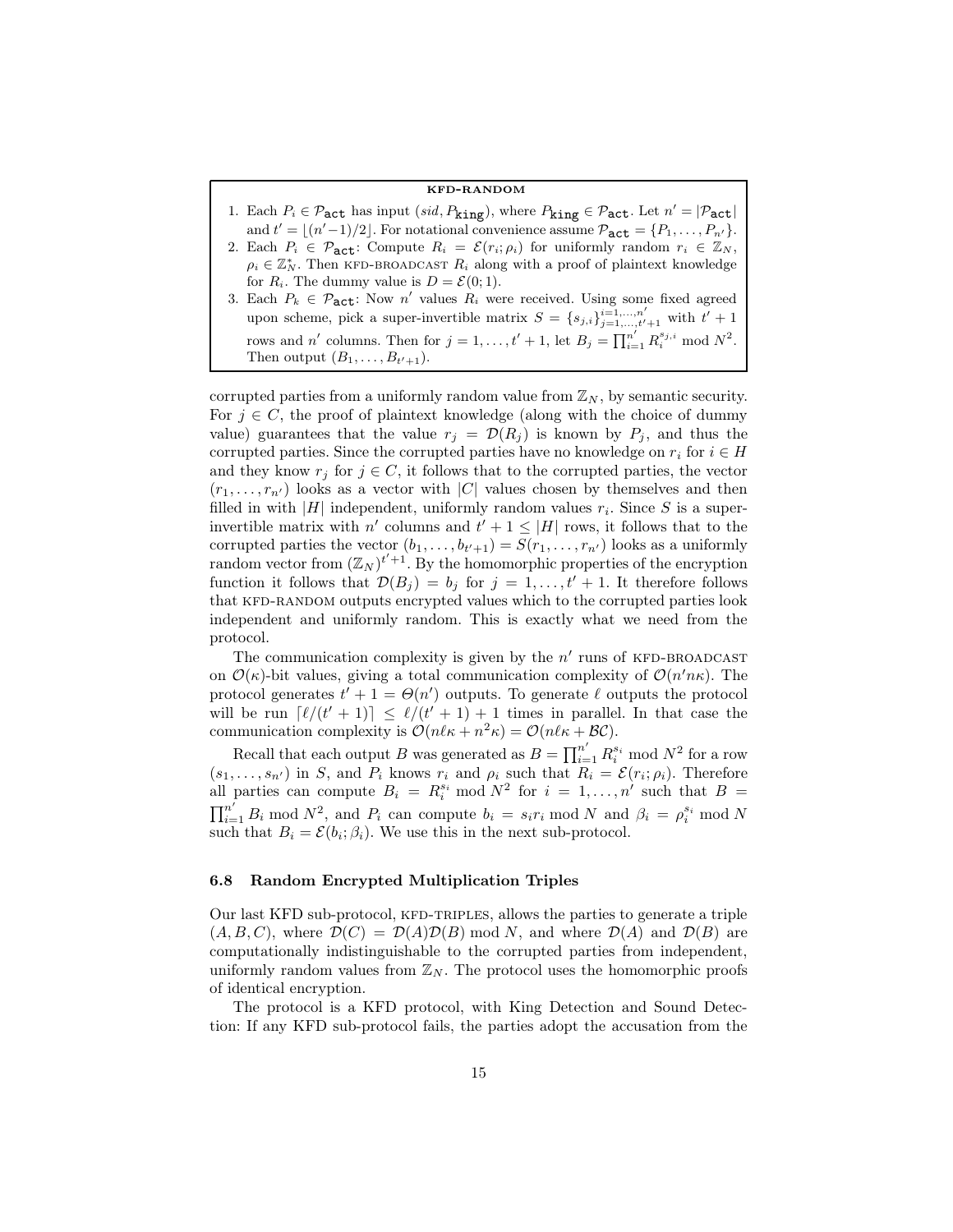**KFD-RANDOM**

1. Each $P_i \in \mathcal{P}_{\texttt{act}}$ has input $(sid, P_{\texttt{king}})$, where $P_{\texttt{king}} \in \mathcal{P}_{\texttt{act}}$. Let $n' = |\mathcal{P}_{\texttt{act}}|$ and $t' = \lfloor (n'-1)/2 \rfloor$. For notational convenience assume $\mathcal{P}_{\texttt{act}} = \{P_1, \ldots, P_{n'}\}$.
2. Each $P_i \in \mathcal{P}_{\texttt{act}}$: Compute $R_i = \mathcal{E}(r_i; \rho_i)$ for uniformly random $r_i \in \mathbb{Z}_N$, $\rho_i \in \mathbb{Z}_N^*$. Then KFD-BROADCAST $R_i$ along with a proof of plaintext knowledge for $R_i$. The dummy value is $D = \mathcal{E}(0; 1)$.
3. Each $P_k \in \mathcal{P}_{\texttt{act}}$: Now $n'$ values $R_i$ were received. Using some fixed agreed upon scheme, pick a super-invertible matrix $S = \{s_{j,i}\}_{j=1,\ldots,t'+1}^{i=1,\ldots,n'}$ with $t'+1$ rows and $n'$ columns. Then for $j = 1, \ldots, t'+1$, let $B_j = \prod_{i=1}^{n'} R_i^{s_{j,i}} \bmod N^2$. Then output $(B_1, \ldots, B_{t'+1})$.

corrupted parties from a uniformly random value from $\mathbb{Z}_N$, by semantic security. For $j \in C$, the proof of plaintext knowledge (along with the choice of dummy value) guarantees that the value $r_j = \mathcal{D}(R_j)$ is known by $P_j$, and thus the corrupted parties. Since the corrupted parties have no knowledge on $r_i$ for $i \in H$ and they know $r_j$ for $j \in C$, it follows that to the corrupted parties, the vector $(r_1, \ldots, r_{n'})$ looks as a vector with $|C|$ values chosen by themselves and then filled in with $|H|$ independent, uniformly random values $r_i$. Since $S$ is a super-invertible matrix with $n'$ columns and $t'+1 \leq |H|$ rows, it follows that to the corrupted parties the vector $(b_1, \ldots, b_{t'+1}) = S(r_1, \ldots, r_{n'})$ looks as a uniformly random vector from $(\mathbb{Z}_N)^{t'+1}$. By the homomorphic properties of the encryption function it follows that $\mathcal{D}(B_j) = b_j$ for $j = 1, \ldots, t'+1$. It therefore follows that KFD-RANDOM outputs encrypted values which to the corrupted parties look independent and uniformly random. This is exactly what we need from the protocol.

The communication complexity is given by the $n'$ runs of KFD-BROADCAST on $\mathcal{O}(\kappa)$-bit values, giving a total communication complexity of $\mathcal{O}(n'n\kappa)$. The protocol generates $t'+1 = \Theta(n')$ outputs. To generate $\ell$ outputs the protocol will be run $\lceil \ell/(t'+1) \rceil \leq \ell/(t'+1) + 1$ times in parallel. In that case the communication complexity is $\mathcal{O}(n\ell\kappa + n^2\kappa) = \mathcal{O}(n\ell\kappa + \mathcal{BC})$.

Recall that each output $B$ was generated as $B = \prod_{i=1}^{n'} R_i^{s_i} \bmod N^2$ for a row $(s_1, \ldots, s_{n'})$ in $S$, and $P_i$ knows $r_i$ and $\rho_i$ such that $R_i = \mathcal{E}(r_i; \rho_i)$. Therefore all parties can compute $B_i = R_i^{s_i} \bmod N^2$ for $i = 1, \ldots, n'$ such that $B = \prod_{i=1}^{n'} B_i \bmod N^2$, and $P_i$ can compute $b_i = s_i r_i \bmod N$ and $\beta_i = \rho_i^{s_i} \bmod N$ such that $B_i = \mathcal{E}(b_i; \beta_i)$. We use this in the next sub-protocol.

### 6.8 Random Encrypted Multiplication Triples

Our last KFD sub-protocol, KFD-TRIPLES, allows the parties to generate a triple $(A, B, C)$, where $\mathcal{D}(C) = \mathcal{D}(A)\mathcal{D}(B) \bmod N$, and where $\mathcal{D}(A)$ and $\mathcal{D}(B)$ are computationally indistinguishable to the corrupted parties from independent, uniformly random values from $\mathbb{Z}_N$. The protocol uses the homomorphic proofs of identical encryption.

The protocol is a KFD protocol, with King Detection and Sound Detection: If any KFD sub-protocol fails, the parties adopt the accusation from the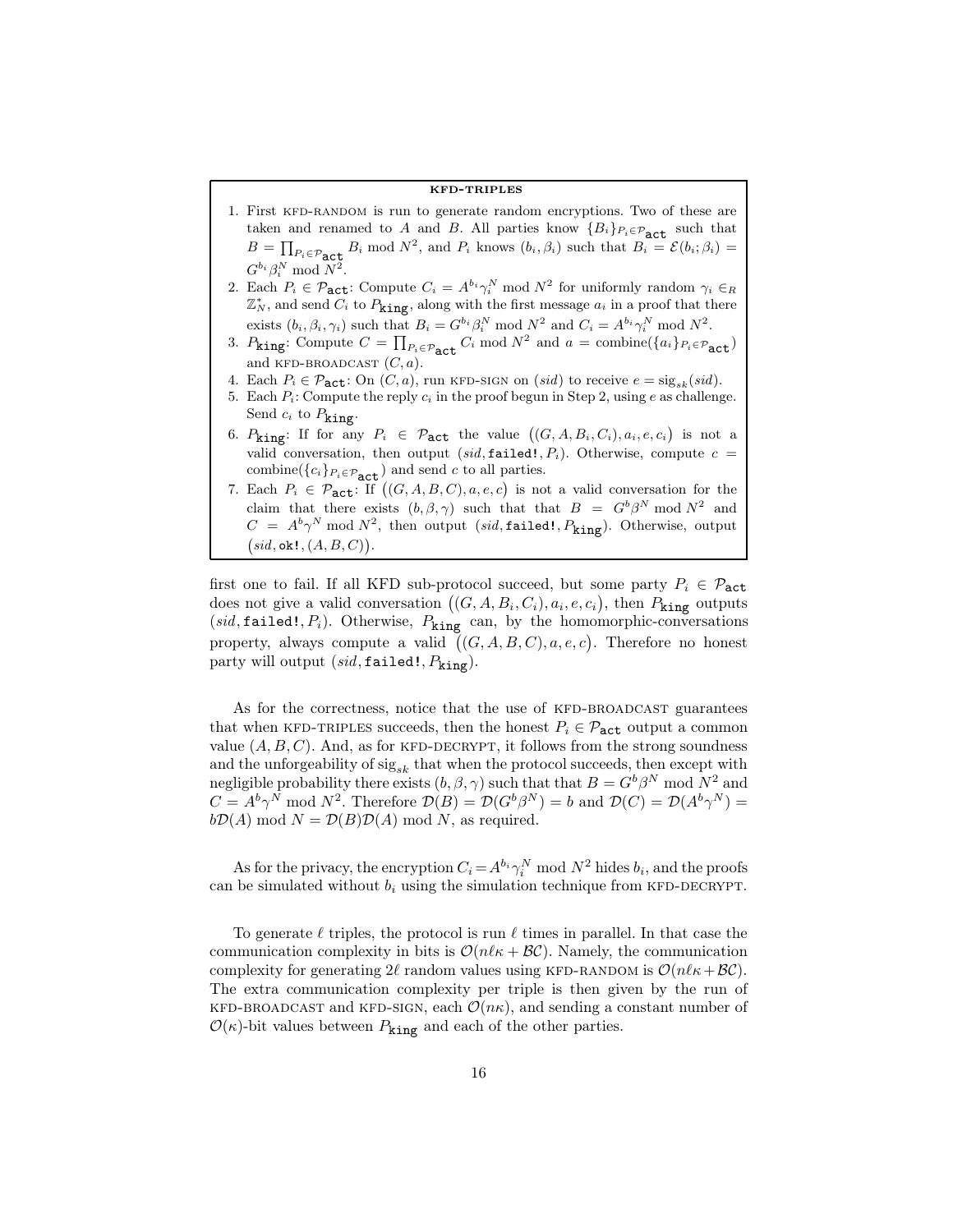**KFD-TRIPLES**

1. First KFD-RANDOM is run to generate random encryptions. Two of these are taken and renamed to $A$ and $B$. All parties know $\{B_i\}_{P_i \in \mathcal{P}_{\texttt{act}}}$ such that $B = \prod_{P_i \in \mathcal{P}_{\texttt{act}}} B_i \bmod N^2$, and $P_i$ knows $(b_i, \beta_i)$ such that $B_i = \mathcal{E}(b_i; \beta_i) = G^{b_i} \beta_i^N \bmod N^2$.
2. Each $P_i \in \mathcal{P}_{\texttt{act}}$: Compute $C_i = A^{b_i} \gamma_i^N \bmod N^2$ for uniformly random $\gamma_i \in_R \mathbb{Z}_N^*$, and send $C_i$ to $P_{\texttt{king}}$, along with the first message $a_i$ in a proof that there exists $(b_i, \beta_i, \gamma_i)$ such that $B_i = G^{b_i} \beta_i^N \bmod N^2$ and $C_i = A^{b_i} \gamma_i^N \bmod N^2$.
3. $P_{\texttt{king}}$: Compute $C = \prod_{P_i \in \mathcal{P}_{\texttt{act}}} C_i \bmod N^2$ and $a = \text{combine}(\{a_i\}_{P_i \in \mathcal{P}_{\texttt{act}}})$ and KFD-BROADCAST $(C, a)$.
4. Each $P_i \in \mathcal{P}_{\texttt{act}}$: On $(C, a)$, run KFD-SIGN on $(sid)$ to receive $e = \text{sig}_{sk}(sid)$.
5. Each $P_i$: Compute the reply $c_i$ in the proof begun in Step 2, using $e$ as challenge. Send $c_i$ to $P_{\texttt{king}}$.
6. $P_{\texttt{king}}$: If for any $P_i \in \mathcal{P}_{\texttt{act}}$ the value $\big((G, A, B_i, C_i), a_i, e, c_i\big)$ is not a valid conversation, then output $(sid, \texttt{failed!}, P_i)$. Otherwise, compute $c = \text{combine}(\{c_i\}_{P_i \in \mathcal{P}_{\texttt{act}}})$ and send $c$ to all parties.
7. Each $P_i \in \mathcal{P}_{\texttt{act}}$: If $\big((G, A, B, C), a, e, c\big)$ is not a valid conversation for the claim that there exists $(b, \beta, \gamma)$ such that that $B = G^b \beta^N \bmod N^2$ and $C = A^b \gamma^N \bmod N^2$, then output $(sid, \texttt{failed!}, P_{\texttt{king}})$. Otherwise, output $\big(sid, \texttt{ok!}, (A, B, C)\big)$.

first one to fail. If all KFD sub-protocol succeed, but some party $P_i \in \mathcal{P}_{\texttt{act}}$ does not give a valid conversation $\big((G, A, B_i, C_i), a_i, e, c_i\big)$, then $P_{\texttt{king}}$ outputs $(sid, \texttt{failed!}, P_i)$. Otherwise, $P_{\texttt{king}}$ can, by the homomorphic-conversations property, always compute a valid $\big((G, A, B, C), a, e, c\big)$. Therefore no honest party will output $(sid, \texttt{failed!}, P_{\texttt{king}})$.

As for the correctness, notice that the use of KFD-BROADCAST guarantees that when KFD-TRIPLES succeeds, then the honest $P_i \in \mathcal{P}_{\texttt{act}}$ output a common value $(A, B, C)$. And, as for KFD-DECRYPT, it follows from the strong soundness and the unforgeability of $\text{sig}_{sk}$ that when the protocol succeeds, then except with negligible probability there exists $(b, \beta, \gamma)$ such that that $B = G^b \beta^N \bmod N^2$ and $C = A^b \gamma^N \bmod N^2$. Therefore $\mathcal{D}(B) = \mathcal{D}(G^b \beta^N) = b$ and $\mathcal{D}(C) = \mathcal{D}(A^b \gamma^N) = b\mathcal{D}(A) \bmod N = \mathcal{D}(B)\mathcal{D}(A) \bmod N$, as required.

As for the privacy, the encryption $C_i = A^{b_i} \gamma_i^N \bmod N^2$ hides $b_i$, and the proofs can be simulated without $b_i$ using the simulation technique from KFD-DECRYPT.

To generate $\ell$ triples, the protocol is run $\ell$ times in parallel. In that case the communication complexity in bits is $\mathcal{O}(n\ell\kappa + \mathcal{BC})$. Namely, the communication complexity for generating $2\ell$ random values using KFD-RANDOM is $\mathcal{O}(n\ell\kappa + \mathcal{BC})$. The extra communication complexity per triple is then given by the run of KFD-BROADCAST and KFD-SIGN, each $\mathcal{O}(n\kappa)$, and sending a constant number of $\mathcal{O}(\kappa)$-bit values between $P_{\texttt{king}}$ and each of the other parties.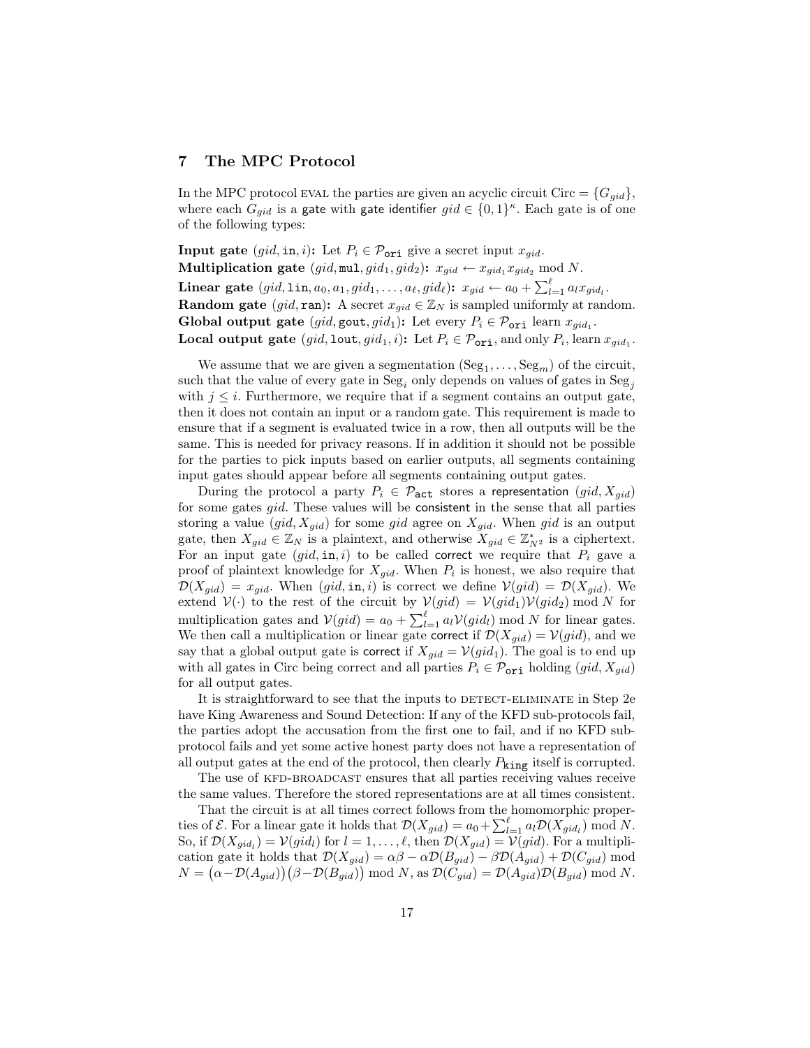## 7 The MPC Protocol

In the MPC protocol EVAL the parties are given an acyclic circuit $\text{Circ} = \{G_{gid}\}$, where each $G_{gid}$ is a gate with gate identifier $gid \in \{0,1\}^{\kappa}$. Each gate is of one of the following types:

**Input gate** $(gid, \texttt{in}, i)$**:** Let $P_i \in \mathcal{P}_{\texttt{ori}}$ give a secret input $x_{gid}$.
**Multiplication gate** $(gid, \texttt{mul}, gid_1, gid_2)$**:** $x_{gid} \leftarrow x_{gid_1} x_{gid_2} \bmod N$.
**Linear gate** $(gid, \texttt{lin}, a_0, a_1, gid_1, \ldots, a_\ell, gid_\ell)$**:** $x_{gid} \leftarrow a_0 + \sum_{l=1}^{\ell} a_l x_{gid_l}$.
**Random gate** $(gid, \texttt{ran})$**:** A secret $x_{gid} \in \mathbb{Z}_N$ is sampled uniformly at random.
**Global output gate** $(gid, \texttt{gout}, gid_1)$**:** Let every $P_i \in \mathcal{P}_{\texttt{ori}}$ learn $x_{gid_1}$.
**Local output gate** $(gid, \texttt{lout}, gid_1, i)$**:** Let $P_i \in \mathcal{P}_{\texttt{ori}}$, and only $P_i$, learn $x_{gid_1}$.

We assume that we are given a segmentation $(\text{Seg}_1, \ldots, \text{Seg}_m)$ of the circuit, such that the value of every gate in $\text{Seg}_i$ only depends on values of gates in $\text{Seg}_j$ with $j \leq i$. Furthermore, we require that if a segment contains an output gate, then it does not contain an input or a random gate. This requirement is made to ensure that if a segment is evaluated twice in a row, then all outputs will be the same. This is needed for privacy reasons. If in addition it should not be possible for the parties to pick inputs based on earlier outputs, all segments containing input gates should appear before all segments containing output gates.

During the protocol a party $P_i \in \mathcal{P}_{\texttt{act}}$ stores a representation $(gid, X_{gid})$ for some gates $gid$. These values will be consistent in the sense that all parties storing a value $(gid, X_{gid})$ for some $gid$ agree on $X_{gid}$. When $gid$ is an output gate, then $X_{gid} \in \mathbb{Z}_N$ is a plaintext, and otherwise $X_{gid} \in \mathbb{Z}_{N^2}^*$ is a ciphertext. For an input gate $(gid, \texttt{in}, i)$ to be called correct we require that $P_i$ gave a proof of plaintext knowledge for $X_{gid}$. When $P_i$ is honest, we also require that $\mathcal{D}(X_{gid}) = x_{gid}$. When $(gid, \texttt{in}, i)$ is correct we define $\mathcal{V}(gid) = \mathcal{D}(X_{gid})$. We extend $\mathcal{V}(\cdot)$ to the rest of the circuit by $\mathcal{V}(gid) = \mathcal{V}(gid_1)\mathcal{V}(gid_2) \bmod N$ for multiplication gates and $\mathcal{V}(gid) = a_0 + \sum_{l=1}^{\ell} a_l \mathcal{V}(gid_l) \bmod N$ for linear gates. We then call a multiplication or linear gate correct if $\mathcal{D}(X_{gid}) = \mathcal{V}(gid)$, and we say that a global output gate is correct if $X_{gid} = \mathcal{V}(gid_1)$. The goal is to end up with all gates in Circ being correct and all parties $P_i \in \mathcal{P}_{\texttt{ori}}$ holding $(gid, X_{gid})$ for all output gates.

It is straightforward to see that the inputs to DETECT-ELIMINATE in Step 2e have King Awareness and Sound Detection: If any of the KFD sub-protocols fail, the parties adopt the accusation from the first one to fail, and if no KFD sub-protocol fails and yet some active honest party does not have a representation of all output gates at the end of the protocol, then clearly $P_{\texttt{king}}$ itself is corrupted.

The use of KFD-BROADCAST ensures that all parties receiving values receive the same values. Therefore the stored representations are at all times consistent.

That the circuit is at all times correct follows from the homomorphic properties of $\mathcal{E}$. For a linear gate it holds that $\mathcal{D}(X_{gid}) = a_0 + \sum_{l=1}^{\ell} a_l \mathcal{D}(X_{gid_l}) \bmod N$. So, if $\mathcal{D}(X_{gid_l}) = \mathcal{V}(gid_l)$ for $l = 1, \ldots, \ell$, then $\mathcal{D}(X_{gid}) = \mathcal{V}(gid)$. For a multiplication gate it holds that $\mathcal{D}(X_{gid}) = \alpha\beta - \alpha\mathcal{D}(B_{gid}) - \beta\mathcal{D}(A_{gid}) + \mathcal{D}(C_{gid}) \bmod N = \big(\alpha - \mathcal{D}(A_{gid})\big)\big(\beta - \mathcal{D}(B_{gid})\big) \bmod N$, as $\mathcal{D}(C_{gid}) = \mathcal{D}(A_{gid})\mathcal{D}(B_{gid}) \bmod N$.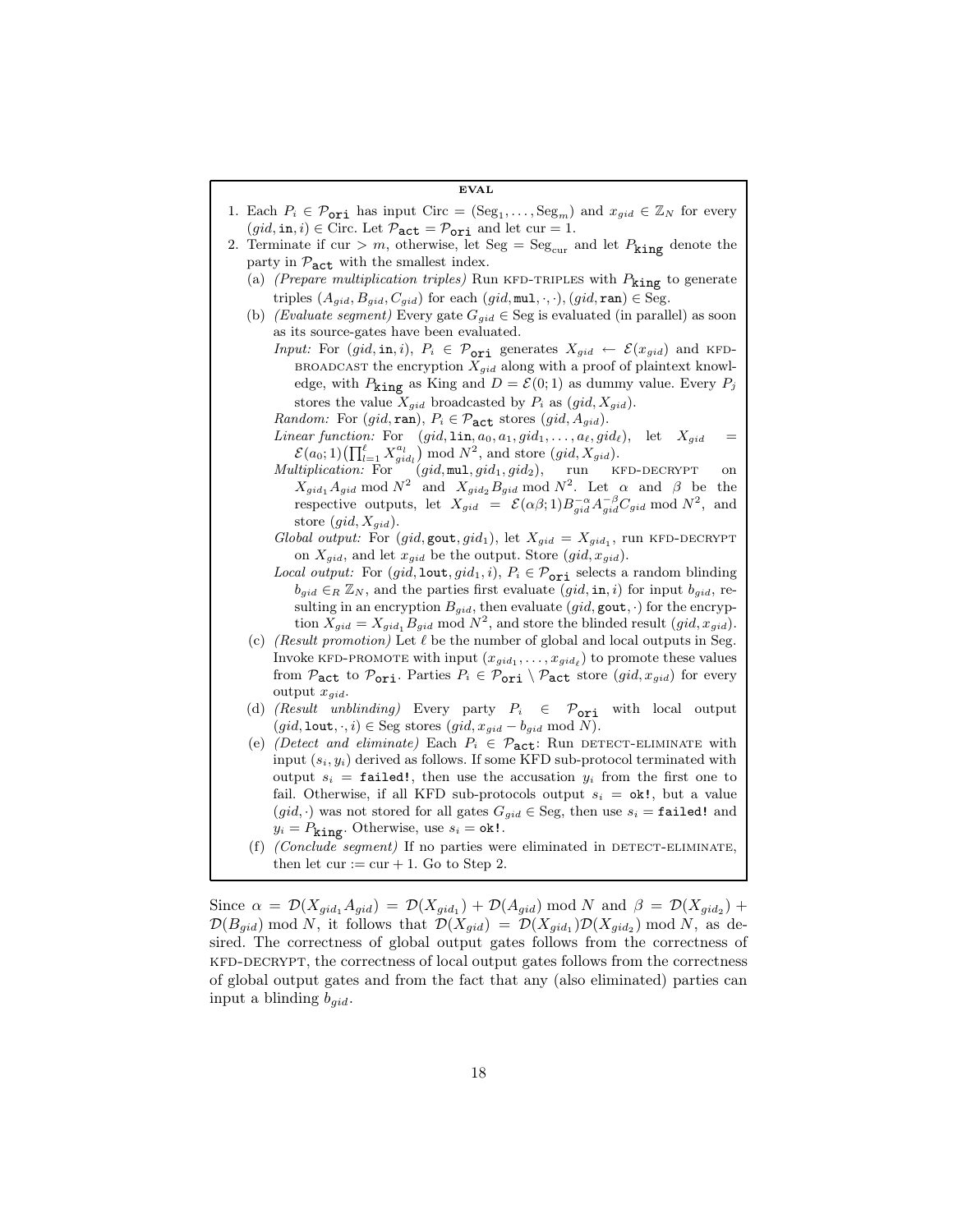**EVAL**

1. Each $P_i \in \mathcal{P}_{\texttt{ori}}$ has input Circ $= (\text{Seg}_1, \ldots, \text{Seg}_m)$ and $x_{gid} \in \mathbb{Z}_N$ for every $(gid, \texttt{in}, i) \in$ Circ. Let $\mathcal{P}_{\texttt{act}} = \mathcal{P}_{\texttt{ori}}$ and let cur $= 1$.
2. Terminate if cur $> m$, otherwise, let Seg $=$ Seg$_{\text{cur}}$ and let $P_{\texttt{king}}$ denote the party in $\mathcal{P}_{\texttt{act}}$ with the smallest index.
   (a) *(Prepare multiplication triples)* Run KFD-TRIPLES with $P_{\texttt{king}}$ to generate triples $(A_{gid}, B_{gid}, C_{gid})$ for each $(gid, \texttt{mul}, \cdot, \cdot), (gid, \texttt{ran}) \in$ Seg.
   (b) *(Evaluate segment)* Every gate $G_{gid} \in$ Seg is evaluated (in parallel) as soon as its source-gates have been evaluated.
      *Input:* For $(gid, \texttt{in}, i)$, $P_i \in \mathcal{P}_{\texttt{ori}}$ generates $X_{gid} \leftarrow \mathcal{E}(x_{gid})$ and KFD-BROADCAST the encryption $X_{gid}$ along with a proof of plaintext knowledge, with $P_{\texttt{king}}$ as King and $D = \mathcal{E}(0; 1)$ as dummy value. Every $P_j$ stores the value $X_{gid}$ broadcasted by $P_i$ as $(gid, X_{gid})$.
      *Random:* For $(gid, \texttt{ran})$, $P_i \in \mathcal{P}_{\texttt{act}}$ stores $(gid, A_{gid})$.
      *Linear function:* For $(gid, \texttt{lin}, a_0, a_1, gid_1, \ldots, a_\ell, gid_\ell)$, let $X_{gid} = \mathcal{E}(a_0; 1)\left(\prod_{l=1}^{\ell} X_{gid_l}^{a_l}\right) \bmod N^2$, and store $(gid, X_{gid})$.
      *Multiplication:* For $(gid, \texttt{mul}, gid_1, gid_2)$, run KFD-DECRYPT on $X_{gid_1} A_{gid} \bmod N^2$ and $X_{gid_2} B_{gid} \bmod N^2$. Let $\alpha$ and $\beta$ be the respective outputs, let $X_{gid} = \mathcal{E}(\alpha\beta; 1) B_{gid}^{-\alpha} A_{gid}^{-\beta} C_{gid} \bmod N^2$, and store $(gid, X_{gid})$.
      *Global output:* For $(gid, \texttt{gout}, gid_1)$, let $X_{gid} = X_{gid_1}$, run KFD-DECRYPT on $X_{gid}$, and let $x_{gid}$ be the output. Store $(gid, x_{gid})$.
      *Local output:* For $(gid, \texttt{lout}, gid_1, i)$, $P_i \in \mathcal{P}_{\texttt{ori}}$ selects a random blinding $b_{gid} \in_R \mathbb{Z}_N$, and the parties first evaluate $(gid, \texttt{in}, i)$ for input $b_{gid}$, resulting in an encryption $B_{gid}$, then evaluate $(gid, \texttt{gout}, \cdot)$ for the encryption $X_{gid} = X_{gid_1} B_{gid} \bmod N^2$, and store the blinded result $(gid, x_{gid})$.
   (c) *(Result promotion)* Let $\ell$ be the number of global and local outputs in Seg. Invoke KFD-PROMOTE with input $(x_{gid_1}, \ldots, x_{gid_\ell})$ to promote these values from $\mathcal{P}_{\texttt{act}}$ to $\mathcal{P}_{\texttt{ori}}$. Parties $P_i \in \mathcal{P}_{\texttt{ori}} \setminus \mathcal{P}_{\texttt{act}}$ store $(gid, x_{gid})$ for every output $x_{gid}$.
   (d) *(Result unblinding)* Every party $P_i \in \mathcal{P}_{\texttt{ori}}$ with local output $(gid, \texttt{lout}, \cdot, i) \in$ Seg stores $(gid, x_{gid} - b_{gid} \bmod N)$.
   (e) *(Detect and eliminate)* Each $P_i \in \mathcal{P}_{\texttt{act}}$: Run DETECT-ELIMINATE with input $(s_i, y_i)$ derived as follows. If some KFD sub-protocol terminated with output $s_i = \texttt{failed!}$, then use the accusation $y_i$ from the first one to fail. Otherwise, if all KFD sub-protocols output $s_i = \texttt{ok!}$, but a value $(gid, \cdot)$ was not stored for all gates $G_{gid} \in$ Seg, then use $s_i = \texttt{failed!}$ and $y_i = P_{\texttt{king}}$. Otherwise, use $s_i = \texttt{ok!}$.
   (f) *(Conclude segment)* If no parties were eliminated in DETECT-ELIMINATE, then let cur $:=$ cur $+ 1$. Go to Step 2.

Since $\alpha = \mathcal{D}(X_{gid_1} A_{gid}) = \mathcal{D}(X_{gid_1}) + \mathcal{D}(A_{gid}) \bmod N$ and $\beta = \mathcal{D}(X_{gid_2}) + \mathcal{D}(B_{gid}) \bmod N$, it follows that $\mathcal{D}(X_{gid}) = \mathcal{D}(X_{gid_1})\mathcal{D}(X_{gid_2}) \bmod N$, as desired. The correctness of global output gates follows from the correctness of KFD-DECRYPT, the correctness of local output gates follows from the correctness of global output gates and from the fact that any (also eliminated) parties can input a blinding $b_{gid}$.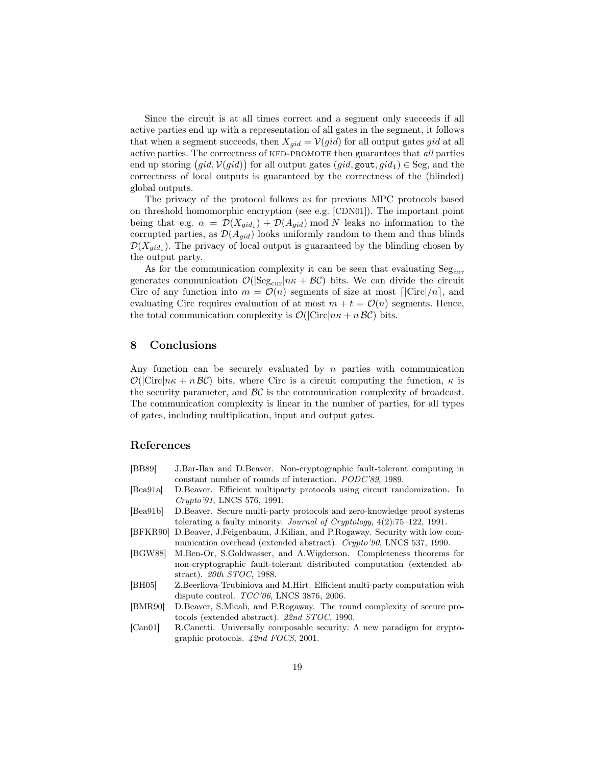Since the circuit is at all times correct and a segment only succeeds if all active parties end up with a representation of all gates in the segment, it follows that when a segment succeeds, then $X_{gid} = \mathcal{V}(gid)$ for all output gates $gid$ at all active parties. The correctness of KFD-PROMOTE then guarantees that *all* parties end up storing $\big(gid, \mathcal{V}(gid)\big)$ for all output gates $(gid, \texttt{gout}, gid_1) \in \text{Seg}$, and the correctness of local outputs is guaranteed by the correctness of the (blinded) global outputs.

The privacy of the protocol follows as for previous MPC protocols based on threshold homomorphic encryption (see e.g. [CDN01]). The important point being that e.g. $\alpha = \mathcal{D}(X_{gid_1}) + \mathcal{D}(A_{gid}) \bmod N$ leaks no information to the corrupted parties, as $\mathcal{D}(A_{gid})$ looks uniformly random to them and thus blinds $\mathcal{D}(X_{gid_1})$. The privacy of local output is guaranteed by the blinding chosen by the output party.

As for the communication complexity it can be seen that evaluating $\text{Seg}_{\text{cur}}$ generates communication $\mathcal{O}(|\text{Seg}_{\text{cur}}|n\kappa + \mathcal{BC})$ bits. We can divide the circuit Circ of any function into $m = \mathcal{O}(n)$ segments of size at most $\lceil |\text{Circ}|/n \rceil$, and evaluating Circ requires evaluation of at most $m + t = \mathcal{O}(n)$ segments. Hence, the total communication complexity is $\mathcal{O}(|\text{Circ}|n\kappa + n\,\mathcal{BC})$ bits.

## 8 Conclusions

Any function can be securely evaluated by $n$ parties with communication $\mathcal{O}(|\text{Circ}|n\kappa + n\,\mathcal{BC})$ bits, where Circ is a circuit computing the function, $\kappa$ is the security parameter, and $\mathcal{BC}$ is the communication complexity of broadcast. The communication complexity is linear in the number of parties, for all types of gates, including multiplication, input and output gates.

## References

[BB89] J.Bar-Ilan and D.Beaver. Non-cryptographic fault-tolerant computing in constant number of rounds of interaction. *PODC'89*, 1989.

[Bea91a] D.Beaver. Efficient multiparty protocols using circuit randomization. In *Crypto'91*, LNCS 576, 1991.

[Bea91b] D.Beaver. Secure multi-party protocols and zero-knowledge proof systems tolerating a faulty minority. *Journal of Cryptology*, 4(2):75–122, 1991.

[BFKR90] D.Beaver, J.Feigenbaum, J.Kilian, and P.Rogaway. Security with low communication overhead (extended abstract). *Crypto'90*, LNCS 537, 1990.

[BGW88] M.Ben-Or, S.Goldwasser, and A.Wigderson. Completeness theorems for non-cryptographic fault-tolerant distributed computation (extended abstract). *20th STOC*, 1988.

[BH05] Z.Beerliova-Trubiniova and M.Hirt. Efficient multi-party computation with dispute control. *TCC'06*, LNCS 3876, 2006.

[BMR90] D.Beaver, S.Micali, and P.Rogaway. The round complexity of secure protocols (extended abstract). *22nd STOC*, 1990.

[Can01] R.Canetti. Universally composable security: A new paradigm for cryptographic protocols. *42nd FOCS*, 2001.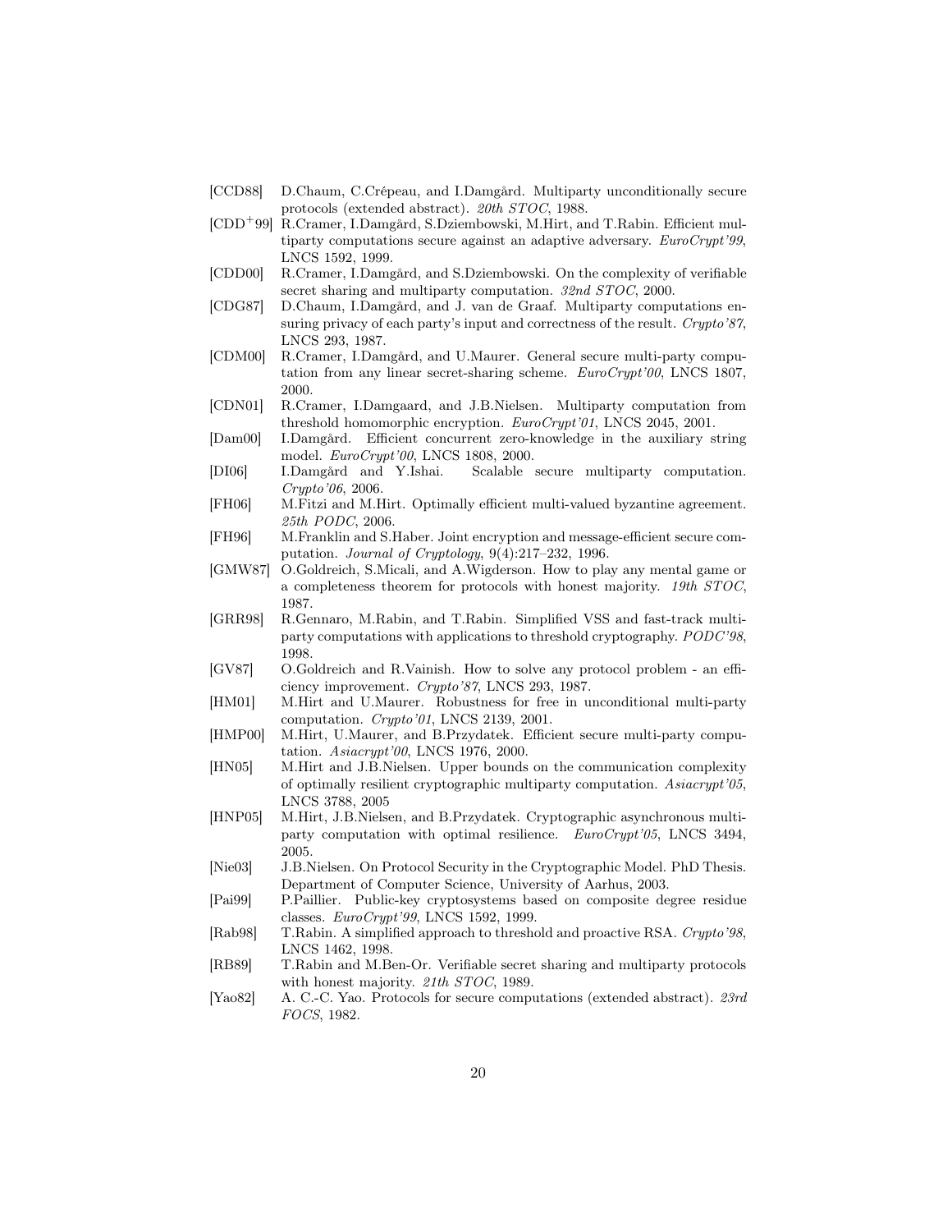[CCD88] D.Chaum, C.Crépeau, and I.Damgård. Multiparty unconditionally secure protocols (extended abstract). *20th STOC*, 1988.

[CDD+99] R.Cramer, I.Damgård, S.Dziembowski, M.Hirt, and T.Rabin. Efficient multiparty computations secure against an adaptive adversary. *EuroCrypt'99*, LNCS 1592, 1999.

[CDD00] R.Cramer, I.Damgård, and S.Dziembowski. On the complexity of verifiable secret sharing and multiparty computation. *32nd STOC*, 2000.

[CDG87] D.Chaum, I.Damgård, and J. van de Graaf. Multiparty computations ensuring privacy of each party's input and correctness of the result. *Crypto'87*, LNCS 293, 1987.

[CDM00] R.Cramer, I.Damgård, and U.Maurer. General secure multi-party computation from any linear secret-sharing scheme. *EuroCrypt'00*, LNCS 1807, 2000.

[CDN01] R.Cramer, I.Damgaard, and J.B.Nielsen. Multiparty computation from threshold homomorphic encryption. *EuroCrypt'01*, LNCS 2045, 2001.

[Dam00] I.Damgård. Efficient concurrent zero-knowledge in the auxiliary string model. *EuroCrypt'00*, LNCS 1808, 2000.

[DI06] I.Damgård and Y.Ishai. Scalable secure multiparty computation. *Crypto'06*, 2006.

[FH06] M.Fitzi and M.Hirt. Optimally efficient multi-valued byzantine agreement. *25th PODC*, 2006.

[FH96] M.Franklin and S.Haber. Joint encryption and message-efficient secure computation. *Journal of Cryptology*, 9(4):217–232, 1996.

[GMW87] O.Goldreich, S.Micali, and A.Wigderson. How to play any mental game or a completeness theorem for protocols with honest majority. *19th STOC*, 1987.

[GRR98] R.Gennaro, M.Rabin, and T.Rabin. Simplified VSS and fast-track multiparty computations with applications to threshold cryptography. *PODC'98*, 1998.

[GV87] O.Goldreich and R.Vainish. How to solve any protocol problem - an efficiency improvement. *Crypto'87*, LNCS 293, 1987.

[HM01] M.Hirt and U.Maurer. Robustness for free in unconditional multi-party computation. *Crypto'01*, LNCS 2139, 2001.

[HMP00] M.Hirt, U.Maurer, and B.Przydatek. Efficient secure multi-party computation. *Asiacrypt'00*, LNCS 1976, 2000.

[HN05] M.Hirt and J.B.Nielsen. Upper bounds on the communication complexity of optimally resilient cryptographic multiparty computation. *Asiacrypt'05*, LNCS 3788, 2005

[HNP05] M.Hirt, J.B.Nielsen, and B.Przydatek. Cryptographic asynchronous multiparty computation with optimal resilience. *EuroCrypt'05*, LNCS 3494, 2005.

[Nie03] J.B.Nielsen. On Protocol Security in the Cryptographic Model. PhD Thesis. Department of Computer Science, University of Aarhus, 2003.

[Pai99] P.Paillier. Public-key cryptosystems based on composite degree residue classes. *EuroCrypt'99*, LNCS 1592, 1999.

[Rab98] T.Rabin. A simplified approach to threshold and proactive RSA. *Crypto'98*, LNCS 1462, 1998.

[RB89] T.Rabin and M.Ben-Or. Verifiable secret sharing and multiparty protocols with honest majority. *21th STOC*, 1989.

[Yao82] A. C.-C. Yao. Protocols for secure computations (extended abstract). *23rd FOCS*, 1982.